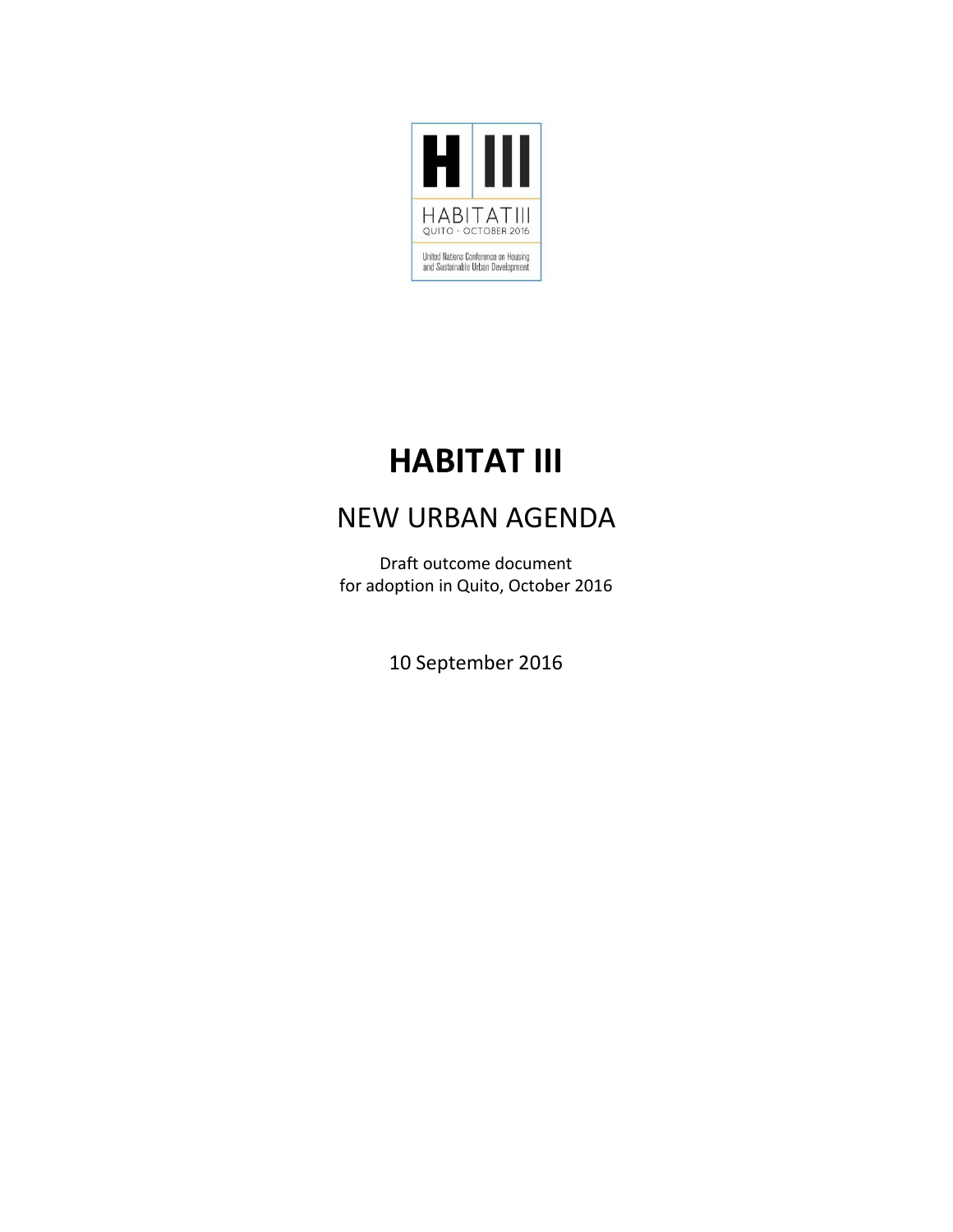# HABITAT III

## NEW URBAN AGENDA

Draft outcome document
for adoption in Quito, October 2016

10 September 2016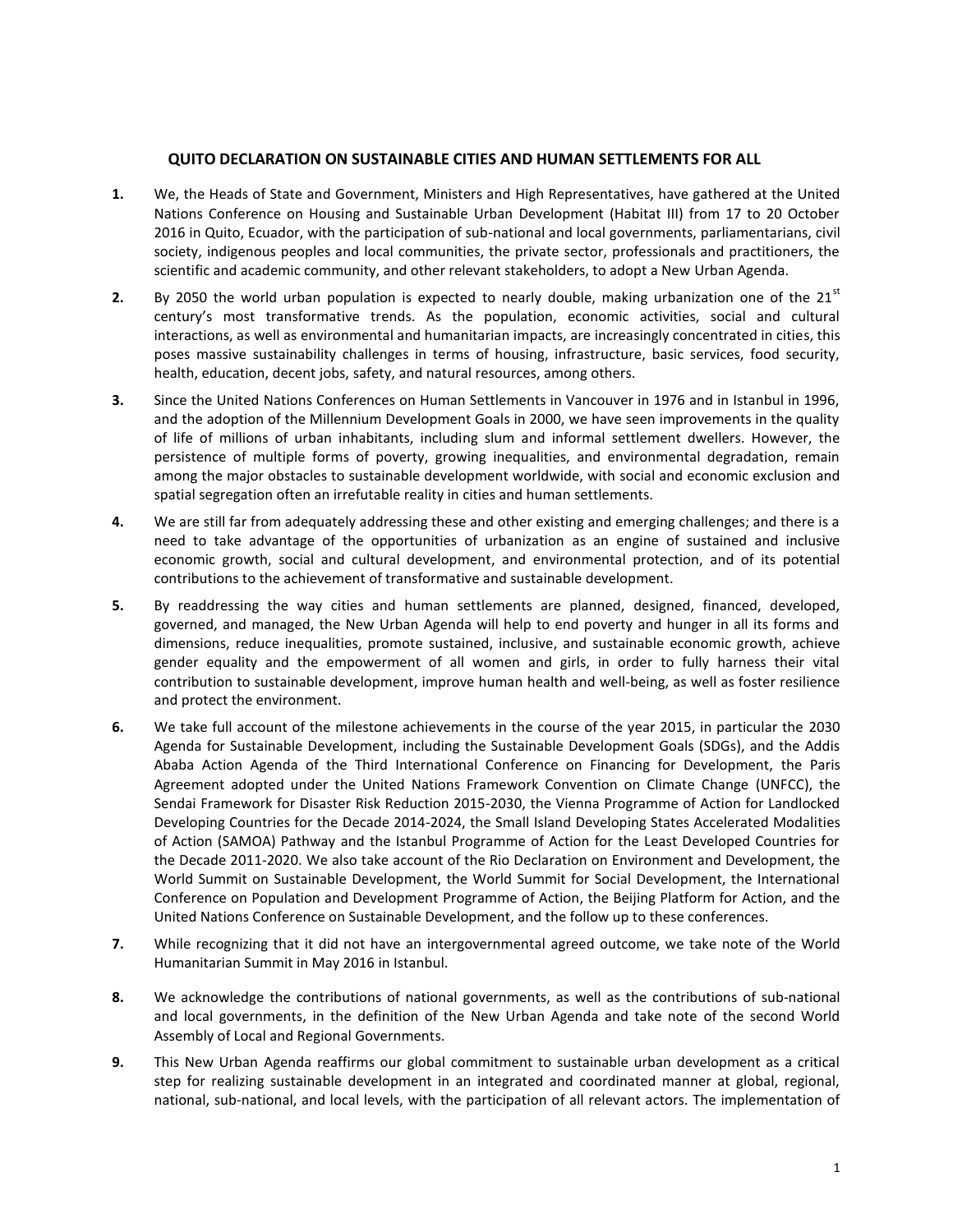## QUITO DECLARATION ON SUSTAINABLE CITIES AND HUMAN SETTLEMENTS FOR ALL

**1.** We, the Heads of State and Government, Ministers and High Representatives, have gathered at the United Nations Conference on Housing and Sustainable Urban Development (Habitat III) from 17 to 20 October 2016 in Quito, Ecuador, with the participation of sub-national and local governments, parliamentarians, civil society, indigenous peoples and local communities, the private sector, professionals and practitioners, the scientific and academic community, and other relevant stakeholders, to adopt a New Urban Agenda.

**2.** By 2050 the world urban population is expected to nearly double, making urbanization one of the 21st century's most transformative trends. As the population, economic activities, social and cultural interactions, as well as environmental and humanitarian impacts, are increasingly concentrated in cities, this poses massive sustainability challenges in terms of housing, infrastructure, basic services, food security, health, education, decent jobs, safety, and natural resources, among others.

**3.** Since the United Nations Conferences on Human Settlements in Vancouver in 1976 and in Istanbul in 1996, and the adoption of the Millennium Development Goals in 2000, we have seen improvements in the quality of life of millions of urban inhabitants, including slum and informal settlement dwellers. However, the persistence of multiple forms of poverty, growing inequalities, and environmental degradation, remain among the major obstacles to sustainable development worldwide, with social and economic exclusion and spatial segregation often an irrefutable reality in cities and human settlements.

**4.** We are still far from adequately addressing these and other existing and emerging challenges; and there is a need to take advantage of the opportunities of urbanization as an engine of sustained and inclusive economic growth, social and cultural development, and environmental protection, and of its potential contributions to the achievement of transformative and sustainable development.

**5.** By readdressing the way cities and human settlements are planned, designed, financed, developed, governed, and managed, the New Urban Agenda will help to end poverty and hunger in all its forms and dimensions, reduce inequalities, promote sustained, inclusive, and sustainable economic growth, achieve gender equality and the empowerment of all women and girls, in order to fully harness their vital contribution to sustainable development, improve human health and well-being, as well as foster resilience and protect the environment.

**6.** We take full account of the milestone achievements in the course of the year 2015, in particular the 2030 Agenda for Sustainable Development, including the Sustainable Development Goals (SDGs), and the Addis Ababa Action Agenda of the Third International Conference on Financing for Development, the Paris Agreement adopted under the United Nations Framework Convention on Climate Change (UNFCC), the Sendai Framework for Disaster Risk Reduction 2015-2030, the Vienna Programme of Action for Landlocked Developing Countries for the Decade 2014-2024, the Small Island Developing States Accelerated Modalities of Action (SAMOA) Pathway and the Istanbul Programme of Action for the Least Developed Countries for the Decade 2011-2020. We also take account of the Rio Declaration on Environment and Development, the World Summit on Sustainable Development, the World Summit for Social Development, the International Conference on Population and Development Programme of Action, the Beijing Platform for Action, and the United Nations Conference on Sustainable Development, and the follow up to these conferences.

**7.** While recognizing that it did not have an intergovernmental agreed outcome, we take note of the World Humanitarian Summit in May 2016 in Istanbul.

**8.** We acknowledge the contributions of national governments, as well as the contributions of sub-national and local governments, in the definition of the New Urban Agenda and take note of the second World Assembly of Local and Regional Governments.

**9.** This New Urban Agenda reaffirms our global commitment to sustainable urban development as a critical step for realizing sustainable development in an integrated and coordinated manner at global, regional, national, sub-national, and local levels, with the participation of all relevant actors. The implementation of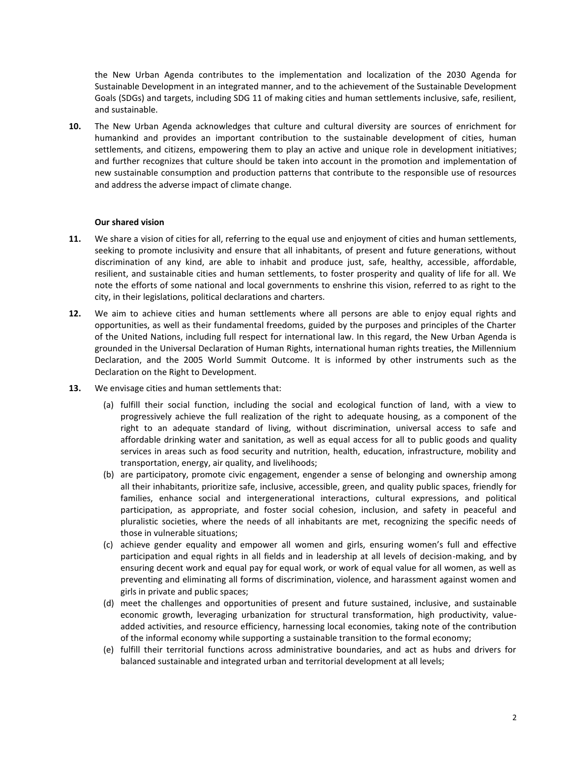the New Urban Agenda contributes to the implementation and localization of the 2030 Agenda for Sustainable Development in an integrated manner, and to the achievement of the Sustainable Development Goals (SDGs) and targets, including SDG 11 of making cities and human settlements inclusive, safe, resilient, and sustainable.

**10.** The New Urban Agenda acknowledges that culture and cultural diversity are sources of enrichment for humankind and provides an important contribution to the sustainable development of cities, human settlements, and citizens, empowering them to play an active and unique role in development initiatives; and further recognizes that culture should be taken into account in the promotion and implementation of new sustainable consumption and production patterns that contribute to the responsible use of resources and address the adverse impact of climate change.

**Our shared vision**

**11.** We share a vision of cities for all, referring to the equal use and enjoyment of cities and human settlements, seeking to promote inclusivity and ensure that all inhabitants, of present and future generations, without discrimination of any kind, are able to inhabit and produce just, safe, healthy, accessible, affordable, resilient, and sustainable cities and human settlements, to foster prosperity and quality of life for all. We note the efforts of some national and local governments to enshrine this vision, referred to as right to the city, in their legislations, political declarations and charters.

**12.** We aim to achieve cities and human settlements where all persons are able to enjoy equal rights and opportunities, as well as their fundamental freedoms, guided by the purposes and principles of the Charter of the United Nations, including full respect for international law. In this regard, the New Urban Agenda is grounded in the Universal Declaration of Human Rights, international human rights treaties, the Millennium Declaration, and the 2005 World Summit Outcome. It is informed by other instruments such as the Declaration on the Right to Development.

**13.** We envisage cities and human settlements that:

(a) fulfill their social function, including the social and ecological function of land, with a view to progressively achieve the full realization of the right to adequate housing, as a component of the right to an adequate standard of living, without discrimination, universal access to safe and affordable drinking water and sanitation, as well as equal access for all to public goods and quality services in areas such as food security and nutrition, health, education, infrastructure, mobility and transportation, energy, air quality, and livelihoods;

(b) are participatory, promote civic engagement, engender a sense of belonging and ownership among all their inhabitants, prioritize safe, inclusive, accessible, green, and quality public spaces, friendly for families, enhance social and intergenerational interactions, cultural expressions, and political participation, as appropriate, and foster social cohesion, inclusion, and safety in peaceful and pluralistic societies, where the needs of all inhabitants are met, recognizing the specific needs of those in vulnerable situations;

(c) achieve gender equality and empower all women and girls, ensuring women's full and effective participation and equal rights in all fields and in leadership at all levels of decision-making, and by ensuring decent work and equal pay for equal work, or work of equal value for all women, as well as preventing and eliminating all forms of discrimination, violence, and harassment against women and girls in private and public spaces;

(d) meet the challenges and opportunities of present and future sustained, inclusive, and sustainable economic growth, leveraging urbanization for structural transformation, high productivity, value-added activities, and resource efficiency, harnessing local economies, taking note of the contribution of the informal economy while supporting a sustainable transition to the formal economy;

(e) fulfill their territorial functions across administrative boundaries, and act as hubs and drivers for balanced sustainable and integrated urban and territorial development at all levels;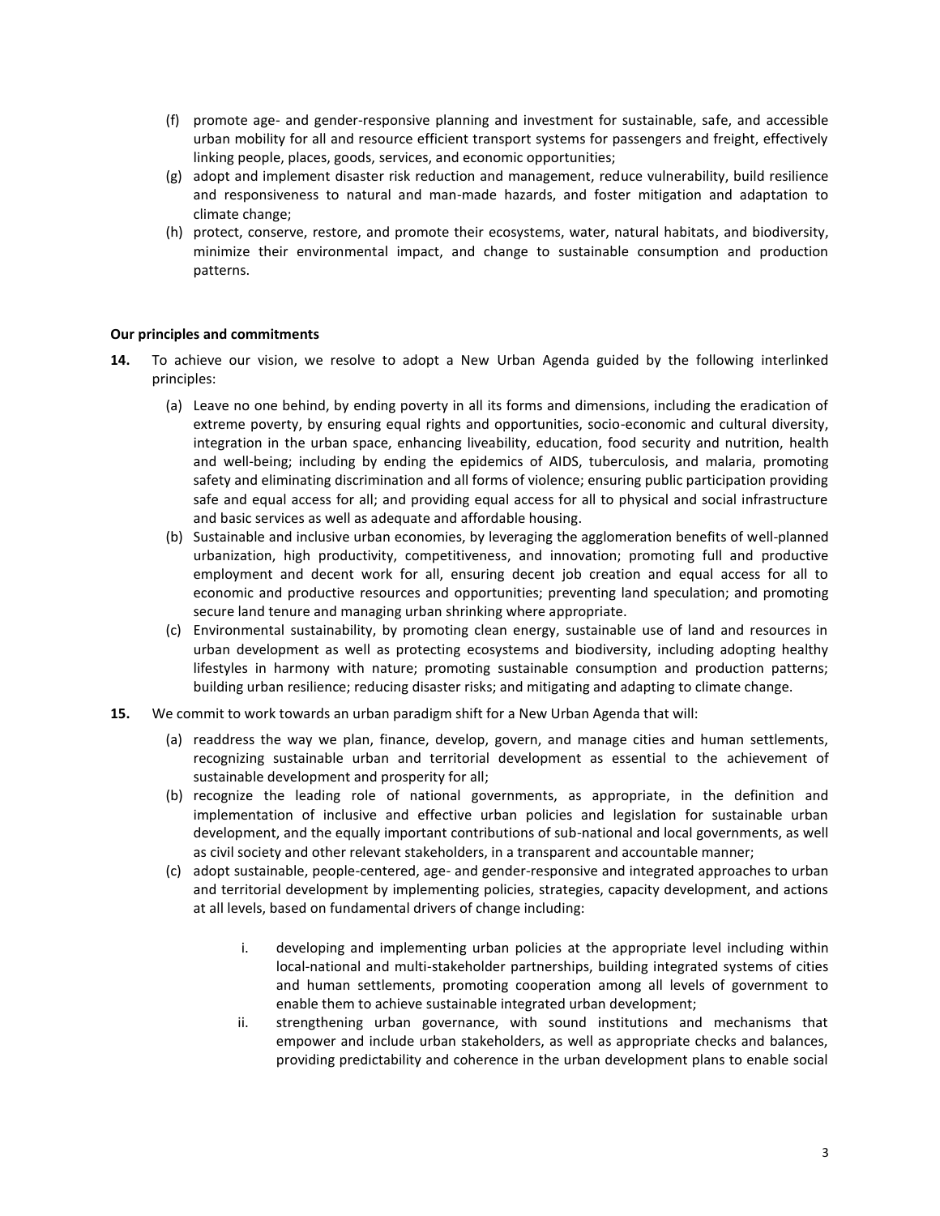(f) promote age- and gender-responsive planning and investment for sustainable, safe, and accessible urban mobility for all and resource efficient transport systems for passengers and freight, effectively linking people, places, goods, services, and economic opportunities;

(g) adopt and implement disaster risk reduction and management, reduce vulnerability, build resilience and responsiveness to natural and man-made hazards, and foster mitigation and adaptation to climate change;

(h) protect, conserve, restore, and promote their ecosystems, water, natural habitats, and biodiversity, minimize their environmental impact, and change to sustainable consumption and production patterns.

**Our principles and commitments**

**14.** To achieve our vision, we resolve to adopt a New Urban Agenda guided by the following interlinked principles:

(a) Leave no one behind, by ending poverty in all its forms and dimensions, including the eradication of extreme poverty, by ensuring equal rights and opportunities, socio-economic and cultural diversity, integration in the urban space, enhancing liveability, education, food security and nutrition, health and well-being; including by ending the epidemics of AIDS, tuberculosis, and malaria, promoting safety and eliminating discrimination and all forms of violence; ensuring public participation providing safe and equal access for all; and providing equal access for all to physical and social infrastructure and basic services as well as adequate and affordable housing.

(b) Sustainable and inclusive urban economies, by leveraging the agglomeration benefits of well-planned urbanization, high productivity, competitiveness, and innovation; promoting full and productive employment and decent work for all, ensuring decent job creation and equal access for all to economic and productive resources and opportunities; preventing land speculation; and promoting secure land tenure and managing urban shrinking where appropriate.

(c) Environmental sustainability, by promoting clean energy, sustainable use of land and resources in urban development as well as protecting ecosystems and biodiversity, including adopting healthy lifestyles in harmony with nature; promoting sustainable consumption and production patterns; building urban resilience; reducing disaster risks; and mitigating and adapting to climate change.

**15.** We commit to work towards an urban paradigm shift for a New Urban Agenda that will:

(a) readdress the way we plan, finance, develop, govern, and manage cities and human settlements, recognizing sustainable urban and territorial development as essential to the achievement of sustainable development and prosperity for all;

(b) recognize the leading role of national governments, as appropriate, in the definition and implementation of inclusive and effective urban policies and legislation for sustainable urban development, and the equally important contributions of sub-national and local governments, as well as civil society and other relevant stakeholders, in a transparent and accountable manner;

(c) adopt sustainable, people-centered, age- and gender-responsive and integrated approaches to urban and territorial development by implementing policies, strategies, capacity development, and actions at all levels, based on fundamental drivers of change including:

i. developing and implementing urban policies at the appropriate level including within local-national and multi-stakeholder partnerships, building integrated systems of cities and human settlements, promoting cooperation among all levels of government to enable them to achieve sustainable integrated urban development;

ii. strengthening urban governance, with sound institutions and mechanisms that empower and include urban stakeholders, as well as appropriate checks and balances, providing predictability and coherence in the urban development plans to enable social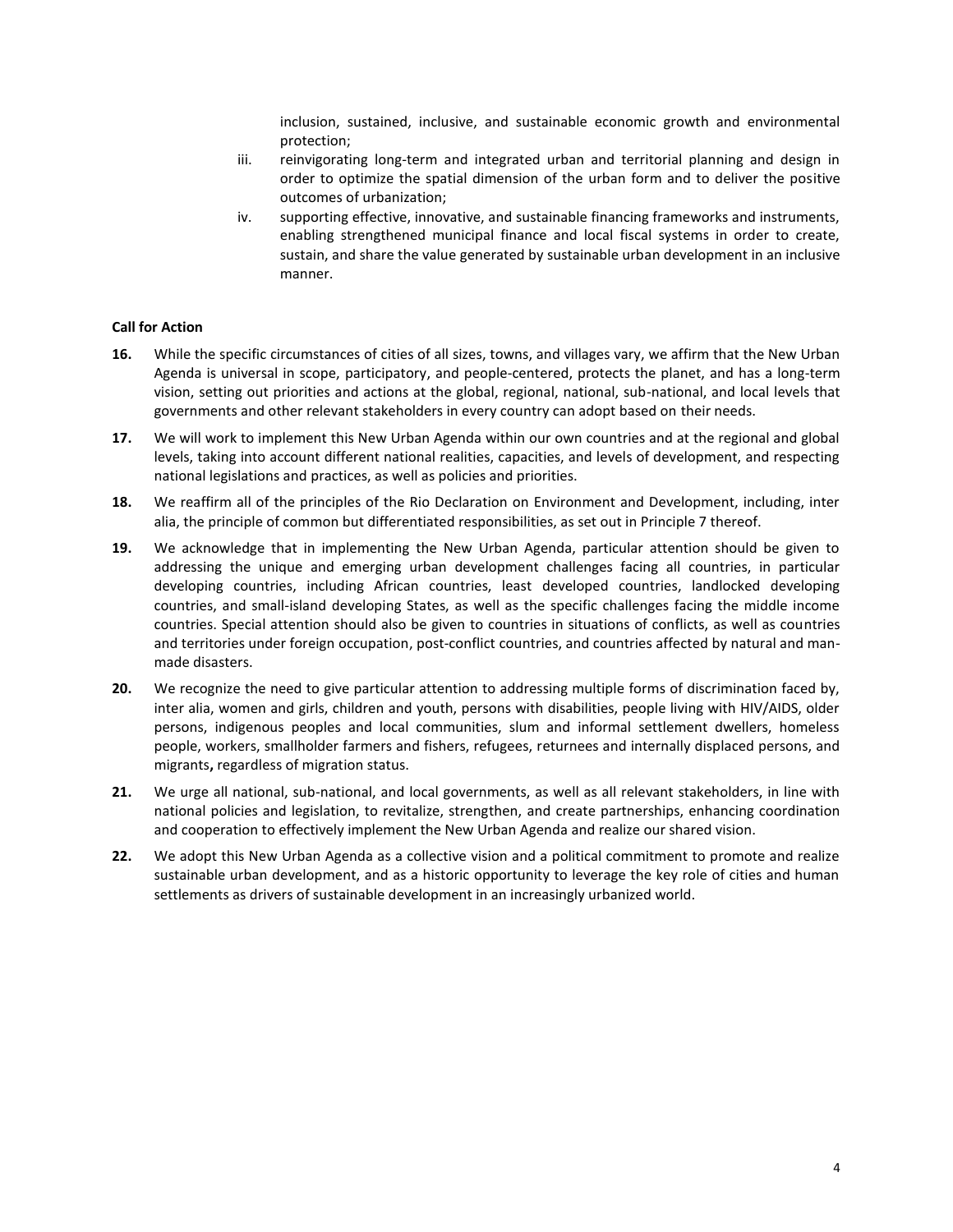inclusion, sustained, inclusive, and sustainable economic growth and environmental protection;

iii. reinvigorating long-term and integrated urban and territorial planning and design in order to optimize the spatial dimension of the urban form and to deliver the positive outcomes of urbanization;

iv. supporting effective, innovative, and sustainable financing frameworks and instruments, enabling strengthened municipal finance and local fiscal systems in order to create, sustain, and share the value generated by sustainable urban development in an inclusive manner.

**Call for Action**

**16.** While the specific circumstances of cities of all sizes, towns, and villages vary, we affirm that the New Urban Agenda is universal in scope, participatory, and people-centered, protects the planet, and has a long-term vision, setting out priorities and actions at the global, regional, national, sub-national, and local levels that governments and other relevant stakeholders in every country can adopt based on their needs.

**17.** We will work to implement this New Urban Agenda within our own countries and at the regional and global levels, taking into account different national realities, capacities, and levels of development, and respecting national legislations and practices, as well as policies and priorities.

**18.** We reaffirm all of the principles of the Rio Declaration on Environment and Development, including, inter alia, the principle of common but differentiated responsibilities, as set out in Principle 7 thereof.

**19.** We acknowledge that in implementing the New Urban Agenda, particular attention should be given to addressing the unique and emerging urban development challenges facing all countries, in particular developing countries, including African countries, least developed countries, landlocked developing countries, and small-island developing States, as well as the specific challenges facing the middle income countries. Special attention should also be given to countries in situations of conflicts, as well as countries and territories under foreign occupation, post-conflict countries, and countries affected by natural and man-made disasters.

**20.** We recognize the need to give particular attention to addressing multiple forms of discrimination faced by, inter alia, women and girls, children and youth, persons with disabilities, people living with HIV/AIDS, older persons, indigenous peoples and local communities, slum and informal settlement dwellers, homeless people, workers, smallholder farmers and fishers, refugees, returnees and internally displaced persons, and migrants**,** regardless of migration status.

**21.** We urge all national, sub-national, and local governments, as well as all relevant stakeholders, in line with national policies and legislation, to revitalize, strengthen, and create partnerships, enhancing coordination and cooperation to effectively implement the New Urban Agenda and realize our shared vision.

**22.** We adopt this New Urban Agenda as a collective vision and a political commitment to promote and realize sustainable urban development, and as a historic opportunity to leverage the key role of cities and human settlements as drivers of sustainable development in an increasingly urbanized world.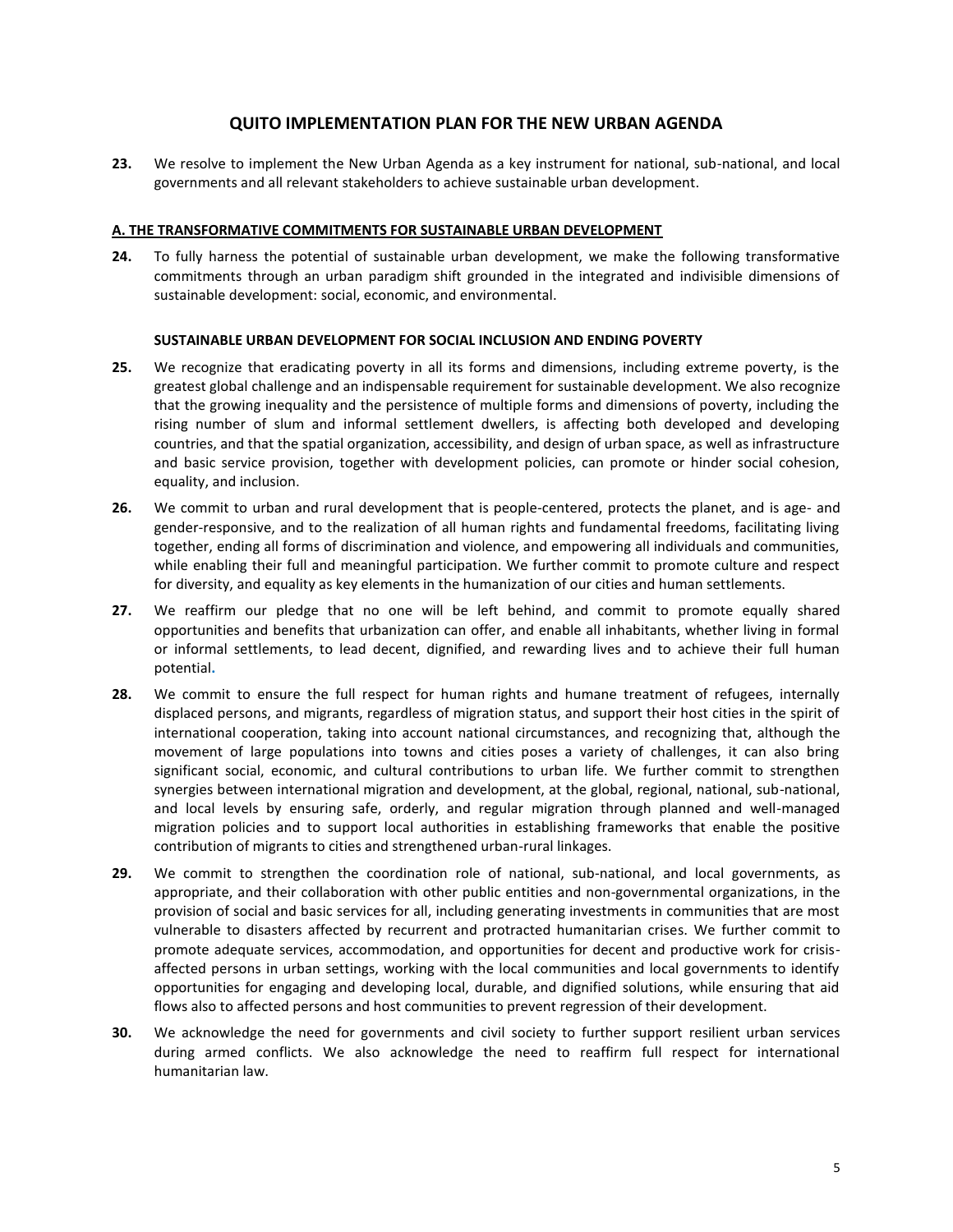# QUITO IMPLEMENTATION PLAN FOR THE NEW URBAN AGENDA

**23.** We resolve to implement the New Urban Agenda as a key instrument for national, sub-national, and local governments and all relevant stakeholders to achieve sustainable urban development.

## A. THE TRANSFORMATIVE COMMITMENTS FOR SUSTAINABLE URBAN DEVELOPMENT

**24.** To fully harness the potential of sustainable urban development, we make the following transformative commitments through an urban paradigm shift grounded in the integrated and indivisible dimensions of sustainable development: social, economic, and environmental.

### SUSTAINABLE URBAN DEVELOPMENT FOR SOCIAL INCLUSION AND ENDING POVERTY

**25.** We recognize that eradicating poverty in all its forms and dimensions, including extreme poverty, is the greatest global challenge and an indispensable requirement for sustainable development. We also recognize that the growing inequality and the persistence of multiple forms and dimensions of poverty, including the rising number of slum and informal settlement dwellers, is affecting both developed and developing countries, and that the spatial organization, accessibility, and design of urban space, as well as infrastructure and basic service provision, together with development policies, can promote or hinder social cohesion, equality, and inclusion.

**26.** We commit to urban and rural development that is people-centered, protects the planet, and is age- and gender-responsive, and to the realization of all human rights and fundamental freedoms, facilitating living together, ending all forms of discrimination and violence, and empowering all individuals and communities, while enabling their full and meaningful participation. We further commit to promote culture and respect for diversity, and equality as key elements in the humanization of our cities and human settlements.

**27.** We reaffirm our pledge that no one will be left behind, and commit to promote equally shared opportunities and benefits that urbanization can offer, and enable all inhabitants, whether living in formal or informal settlements, to lead decent, dignified, and rewarding lives and to achieve their full human potential.

**28.** We commit to ensure the full respect for human rights and humane treatment of refugees, internally displaced persons, and migrants, regardless of migration status, and support their host cities in the spirit of international cooperation, taking into account national circumstances, and recognizing that, although the movement of large populations into towns and cities poses a variety of challenges, it can also bring significant social, economic, and cultural contributions to urban life. We further commit to strengthen synergies between international migration and development, at the global, regional, national, sub-national, and local levels by ensuring safe, orderly, and regular migration through planned and well-managed migration policies and to support local authorities in establishing frameworks that enable the positive contribution of migrants to cities and strengthened urban-rural linkages.

**29.** We commit to strengthen the coordination role of national, sub-national, and local governments, as appropriate, and their collaboration with other public entities and non-governmental organizations, in the provision of social and basic services for all, including generating investments in communities that are most vulnerable to disasters affected by recurrent and protracted humanitarian crises. We further commit to promote adequate services, accommodation, and opportunities for decent and productive work for crisis-affected persons in urban settings, working with the local communities and local governments to identify opportunities for engaging and developing local, durable, and dignified solutions, while ensuring that aid flows also to affected persons and host communities to prevent regression of their development.

**30.** We acknowledge the need for governments and civil society to further support resilient urban services during armed conflicts. We also acknowledge the need to reaffirm full respect for international humanitarian law.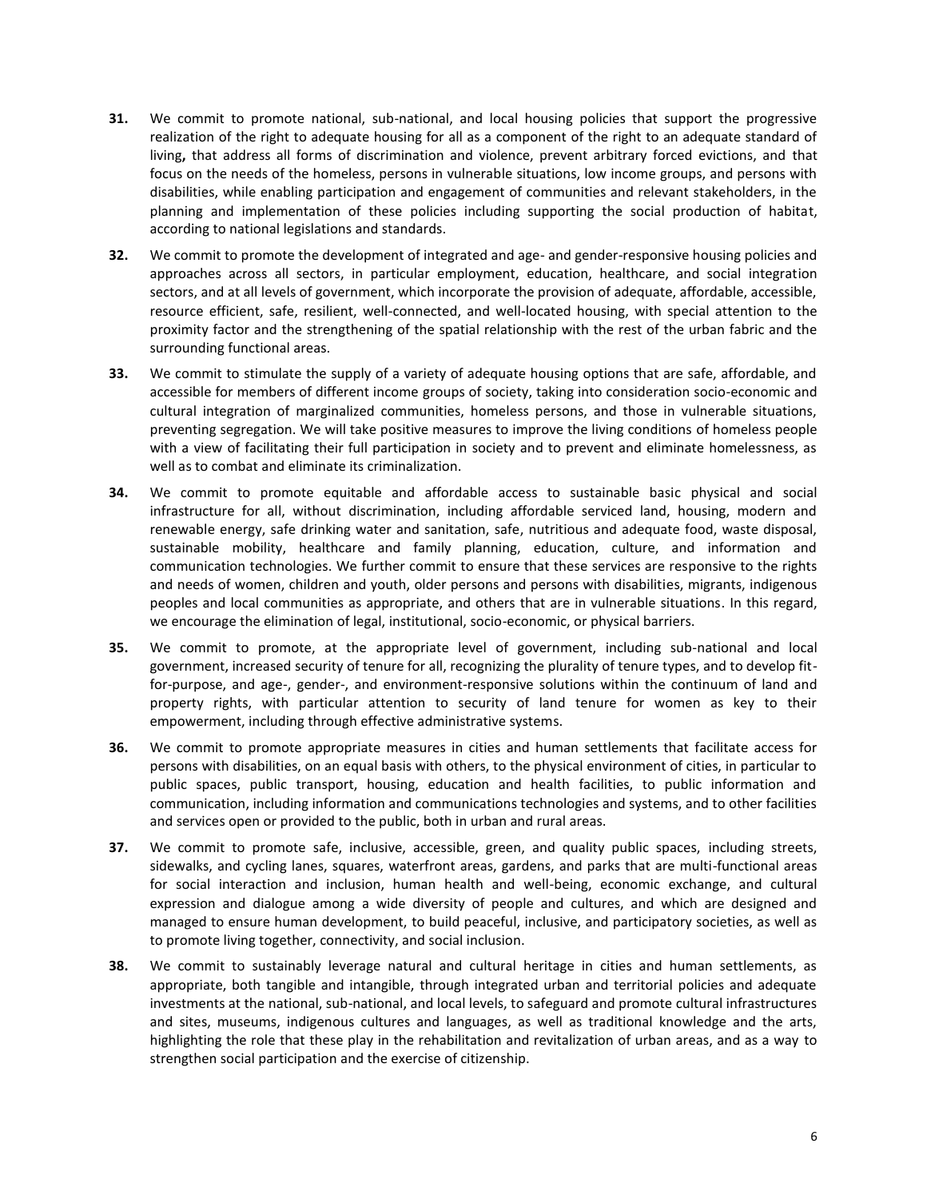**31.** We commit to promote national, sub-national, and local housing policies that support the progressive realization of the right to adequate housing for all as a component of the right to an adequate standard of living**,** that address all forms of discrimination and violence, prevent arbitrary forced evictions, and that focus on the needs of the homeless, persons in vulnerable situations, low income groups, and persons with disabilities, while enabling participation and engagement of communities and relevant stakeholders, in the planning and implementation of these policies including supporting the social production of habitat, according to national legislations and standards.

**32.** We commit to promote the development of integrated and age- and gender-responsive housing policies and approaches across all sectors, in particular employment, education, healthcare, and social integration sectors, and at all levels of government, which incorporate the provision of adequate, affordable, accessible, resource efficient, safe, resilient, well-connected, and well-located housing, with special attention to the proximity factor and the strengthening of the spatial relationship with the rest of the urban fabric and the surrounding functional areas.

**33.** We commit to stimulate the supply of a variety of adequate housing options that are safe, affordable, and accessible for members of different income groups of society, taking into consideration socio-economic and cultural integration of marginalized communities, homeless persons, and those in vulnerable situations, preventing segregation. We will take positive measures to improve the living conditions of homeless people with a view of facilitating their full participation in society and to prevent and eliminate homelessness, as well as to combat and eliminate its criminalization.

**34.** We commit to promote equitable and affordable access to sustainable basic physical and social infrastructure for all, without discrimination, including affordable serviced land, housing, modern and renewable energy, safe drinking water and sanitation, safe, nutritious and adequate food, waste disposal, sustainable mobility, healthcare and family planning, education, culture, and information and communication technologies. We further commit to ensure that these services are responsive to the rights and needs of women, children and youth, older persons and persons with disabilities, migrants, indigenous peoples and local communities as appropriate, and others that are in vulnerable situations. In this regard, we encourage the elimination of legal, institutional, socio-economic, or physical barriers.

**35.** We commit to promote, at the appropriate level of government, including sub-national and local government, increased security of tenure for all, recognizing the plurality of tenure types, and to develop fit-for-purpose, and age-, gender-, and environment-responsive solutions within the continuum of land and property rights, with particular attention to security of land tenure for women as key to their empowerment, including through effective administrative systems.

**36.** We commit to promote appropriate measures in cities and human settlements that facilitate access for persons with disabilities, on an equal basis with others, to the physical environment of cities, in particular to public spaces, public transport, housing, education and health facilities, to public information and communication, including information and communications technologies and systems, and to other facilities and services open or provided to the public, both in urban and rural areas.

**37.** We commit to promote safe, inclusive, accessible, green, and quality public spaces, including streets, sidewalks, and cycling lanes, squares, waterfront areas, gardens, and parks that are multi-functional areas for social interaction and inclusion, human health and well-being, economic exchange, and cultural expression and dialogue among a wide diversity of people and cultures, and which are designed and managed to ensure human development, to build peaceful, inclusive, and participatory societies, as well as to promote living together, connectivity, and social inclusion.

**38.** We commit to sustainably leverage natural and cultural heritage in cities and human settlements, as appropriate, both tangible and intangible, through integrated urban and territorial policies and adequate investments at the national, sub-national, and local levels, to safeguard and promote cultural infrastructures and sites, museums, indigenous cultures and languages, as well as traditional knowledge and the arts, highlighting the role that these play in the rehabilitation and revitalization of urban areas, and as a way to strengthen social participation and the exercise of citizenship.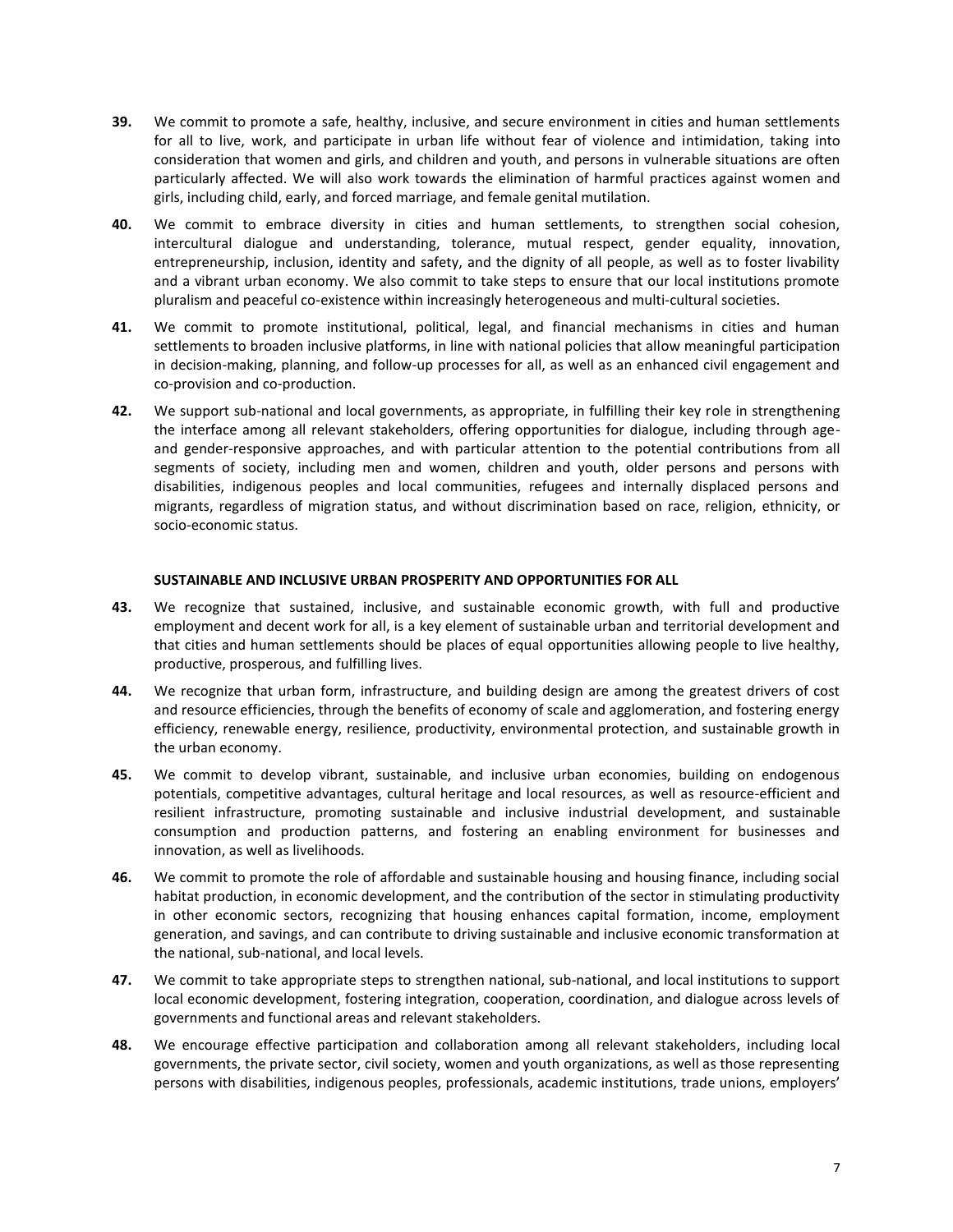**39.** We commit to promote a safe, healthy, inclusive, and secure environment in cities and human settlements for all to live, work, and participate in urban life without fear of violence and intimidation, taking into consideration that women and girls, and children and youth, and persons in vulnerable situations are often particularly affected. We will also work towards the elimination of harmful practices against women and girls, including child, early, and forced marriage, and female genital mutilation.

**40.** We commit to embrace diversity in cities and human settlements, to strengthen social cohesion, intercultural dialogue and understanding, tolerance, mutual respect, gender equality, innovation, entrepreneurship, inclusion, identity and safety, and the dignity of all people, as well as to foster livability and a vibrant urban economy. We also commit to take steps to ensure that our local institutions promote pluralism and peaceful co-existence within increasingly heterogeneous and multi-cultural societies.

**41.** We commit to promote institutional, political, legal, and financial mechanisms in cities and human settlements to broaden inclusive platforms, in line with national policies that allow meaningful participation in decision-making, planning, and follow-up processes for all, as well as an enhanced civil engagement and co-provision and co-production.

**42.** We support sub-national and local governments, as appropriate, in fulfilling their key role in strengthening the interface among all relevant stakeholders, offering opportunities for dialogue, including through age- and gender-responsive approaches, and with particular attention to the potential contributions from all segments of society, including men and women, children and youth, older persons and persons with disabilities, indigenous peoples and local communities, refugees and internally displaced persons and migrants, regardless of migration status, and without discrimination based on race, religion, ethnicity, or socio-economic status.

### SUSTAINABLE AND INCLUSIVE URBAN PROSPERITY AND OPPORTUNITIES FOR ALL

**43.** We recognize that sustained, inclusive, and sustainable economic growth, with full and productive employment and decent work for all, is a key element of sustainable urban and territorial development and that cities and human settlements should be places of equal opportunities allowing people to live healthy, productive, prosperous, and fulfilling lives.

**44.** We recognize that urban form, infrastructure, and building design are among the greatest drivers of cost and resource efficiencies, through the benefits of economy of scale and agglomeration, and fostering energy efficiency, renewable energy, resilience, productivity, environmental protection, and sustainable growth in the urban economy.

**45.** We commit to develop vibrant, sustainable, and inclusive urban economies, building on endogenous potentials, competitive advantages, cultural heritage and local resources, as well as resource-efficient and resilient infrastructure, promoting sustainable and inclusive industrial development, and sustainable consumption and production patterns, and fostering an enabling environment for businesses and innovation, as well as livelihoods.

**46.** We commit to promote the role of affordable and sustainable housing and housing finance, including social habitat production, in economic development, and the contribution of the sector in stimulating productivity in other economic sectors, recognizing that housing enhances capital formation, income, employment generation, and savings, and can contribute to driving sustainable and inclusive economic transformation at the national, sub-national, and local levels.

**47.** We commit to take appropriate steps to strengthen national, sub-national, and local institutions to support local economic development, fostering integration, cooperation, coordination, and dialogue across levels of governments and functional areas and relevant stakeholders.

**48.** We encourage effective participation and collaboration among all relevant stakeholders, including local governments, the private sector, civil society, women and youth organizations, as well as those representing persons with disabilities, indigenous peoples, professionals, academic institutions, trade unions, employers'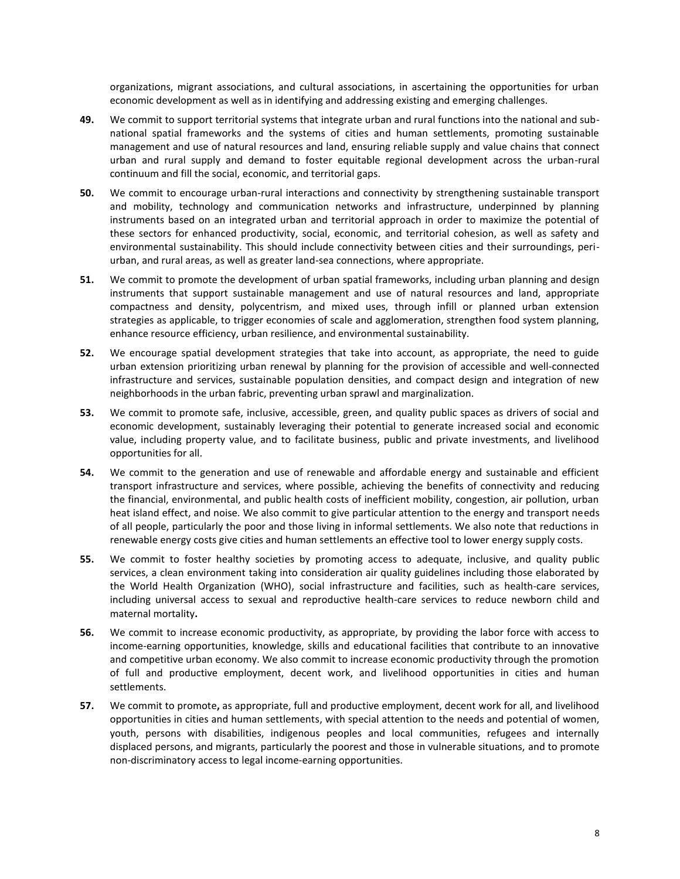organizations, migrant associations, and cultural associations, in ascertaining the opportunities for urban economic development as well as in identifying and addressing existing and emerging challenges.

**49.** We commit to support territorial systems that integrate urban and rural functions into the national and sub-national spatial frameworks and the systems of cities and human settlements, promoting sustainable management and use of natural resources and land, ensuring reliable supply and value chains that connect urban and rural supply and demand to foster equitable regional development across the urban-rural continuum and fill the social, economic, and territorial gaps.

**50.** We commit to encourage urban-rural interactions and connectivity by strengthening sustainable transport and mobility, technology and communication networks and infrastructure, underpinned by planning instruments based on an integrated urban and territorial approach in order to maximize the potential of these sectors for enhanced productivity, social, economic, and territorial cohesion, as well as safety and environmental sustainability. This should include connectivity between cities and their surroundings, peri-urban, and rural areas, as well as greater land-sea connections, where appropriate.

**51.** We commit to promote the development of urban spatial frameworks, including urban planning and design instruments that support sustainable management and use of natural resources and land, appropriate compactness and density, polycentrism, and mixed uses, through infill or planned urban extension strategies as applicable, to trigger economies of scale and agglomeration, strengthen food system planning, enhance resource efficiency, urban resilience, and environmental sustainability.

**52.** We encourage spatial development strategies that take into account, as appropriate, the need to guide urban extension prioritizing urban renewal by planning for the provision of accessible and well-connected infrastructure and services, sustainable population densities, and compact design and integration of new neighborhoods in the urban fabric, preventing urban sprawl and marginalization.

**53.** We commit to promote safe, inclusive, accessible, green, and quality public spaces as drivers of social and economic development, sustainably leveraging their potential to generate increased social and economic value, including property value, and to facilitate business, public and private investments, and livelihood opportunities for all.

**54.** We commit to the generation and use of renewable and affordable energy and sustainable and efficient transport infrastructure and services, where possible, achieving the benefits of connectivity and reducing the financial, environmental, and public health costs of inefficient mobility, congestion, air pollution, urban heat island effect, and noise. We also commit to give particular attention to the energy and transport needs of all people, particularly the poor and those living in informal settlements. We also note that reductions in renewable energy costs give cities and human settlements an effective tool to lower energy supply costs.

**55.** We commit to foster healthy societies by promoting access to adequate, inclusive, and quality public services, a clean environment taking into consideration air quality guidelines including those elaborated by the World Health Organization (WHO), social infrastructure and facilities, such as health-care services, including universal access to sexual and reproductive health-care services to reduce newborn child and maternal mortality**.**

**56.** We commit to increase economic productivity, as appropriate, by providing the labor force with access to income-earning opportunities, knowledge, skills and educational facilities that contribute to an innovative and competitive urban economy. We also commit to increase economic productivity through the promotion of full and productive employment, decent work, and livelihood opportunities in cities and human settlements.

**57.** We commit to promote**,** as appropriate, full and productive employment, decent work for all, and livelihood opportunities in cities and human settlements, with special attention to the needs and potential of women, youth, persons with disabilities, indigenous peoples and local communities, refugees and internally displaced persons, and migrants, particularly the poorest and those in vulnerable situations, and to promote non-discriminatory access to legal income-earning opportunities.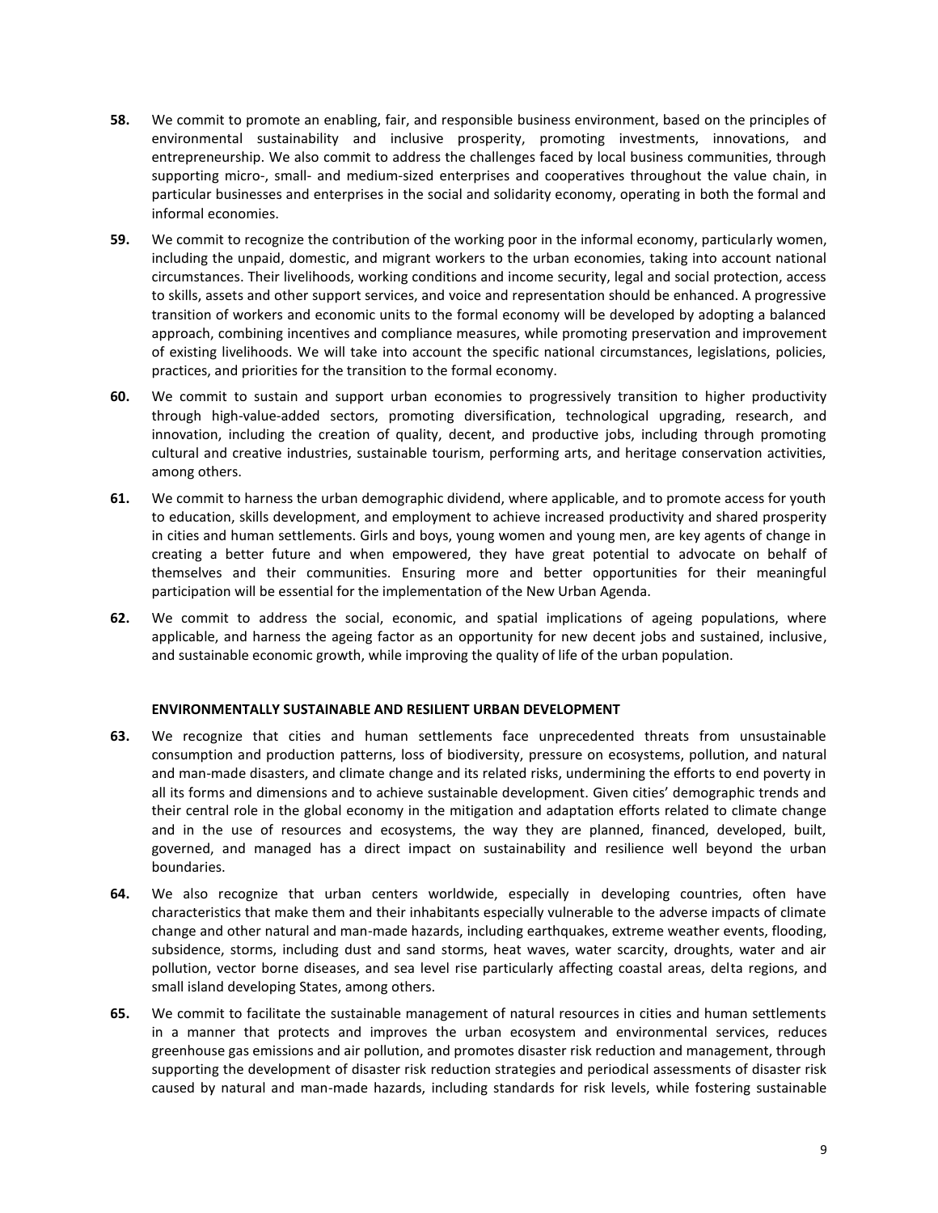**58.** We commit to promote an enabling, fair, and responsible business environment, based on the principles of environmental sustainability and inclusive prosperity, promoting investments, innovations, and entrepreneurship. We also commit to address the challenges faced by local business communities, through supporting micro-, small- and medium-sized enterprises and cooperatives throughout the value chain, in particular businesses and enterprises in the social and solidarity economy, operating in both the formal and informal economies.

**59.** We commit to recognize the contribution of the working poor in the informal economy, particularly women, including the unpaid, domestic, and migrant workers to the urban economies, taking into account national circumstances. Their livelihoods, working conditions and income security, legal and social protection, access to skills, assets and other support services, and voice and representation should be enhanced. A progressive transition of workers and economic units to the formal economy will be developed by adopting a balanced approach, combining incentives and compliance measures, while promoting preservation and improvement of existing livelihoods. We will take into account the specific national circumstances, legislations, policies, practices, and priorities for the transition to the formal economy.

**60.** We commit to sustain and support urban economies to progressively transition to higher productivity through high-value-added sectors, promoting diversification, technological upgrading, research, and innovation, including the creation of quality, decent, and productive jobs, including through promoting cultural and creative industries, sustainable tourism, performing arts, and heritage conservation activities, among others.

**61.** We commit to harness the urban demographic dividend, where applicable, and to promote access for youth to education, skills development, and employment to achieve increased productivity and shared prosperity in cities and human settlements. Girls and boys, young women and young men, are key agents of change in creating a better future and when empowered, they have great potential to advocate on behalf of themselves and their communities. Ensuring more and better opportunities for their meaningful participation will be essential for the implementation of the New Urban Agenda.

**62.** We commit to address the social, economic, and spatial implications of ageing populations, where applicable, and harness the ageing factor as an opportunity for new decent jobs and sustained, inclusive, and sustainable economic growth, while improving the quality of life of the urban population.

**ENVIRONMENTALLY SUSTAINABLE AND RESILIENT URBAN DEVELOPMENT**

**63.** We recognize that cities and human settlements face unprecedented threats from unsustainable consumption and production patterns, loss of biodiversity, pressure on ecosystems, pollution, and natural and man-made disasters, and climate change and its related risks, undermining the efforts to end poverty in all its forms and dimensions and to achieve sustainable development. Given cities' demographic trends and their central role in the global economy in the mitigation and adaptation efforts related to climate change and in the use of resources and ecosystems, the way they are planned, financed, developed, built, governed, and managed has a direct impact on sustainability and resilience well beyond the urban boundaries.

**64.** We also recognize that urban centers worldwide, especially in developing countries, often have characteristics that make them and their inhabitants especially vulnerable to the adverse impacts of climate change and other natural and man-made hazards, including earthquakes, extreme weather events, flooding, subsidence, storms, including dust and sand storms, heat waves, water scarcity, droughts, water and air pollution, vector borne diseases, and sea level rise particularly affecting coastal areas, delta regions, and small island developing States, among others.

**65.** We commit to facilitate the sustainable management of natural resources in cities and human settlements in a manner that protects and improves the urban ecosystem and environmental services, reduces greenhouse gas emissions and air pollution, and promotes disaster risk reduction and management, through supporting the development of disaster risk reduction strategies and periodical assessments of disaster risk caused by natural and man-made hazards, including standards for risk levels, while fostering sustainable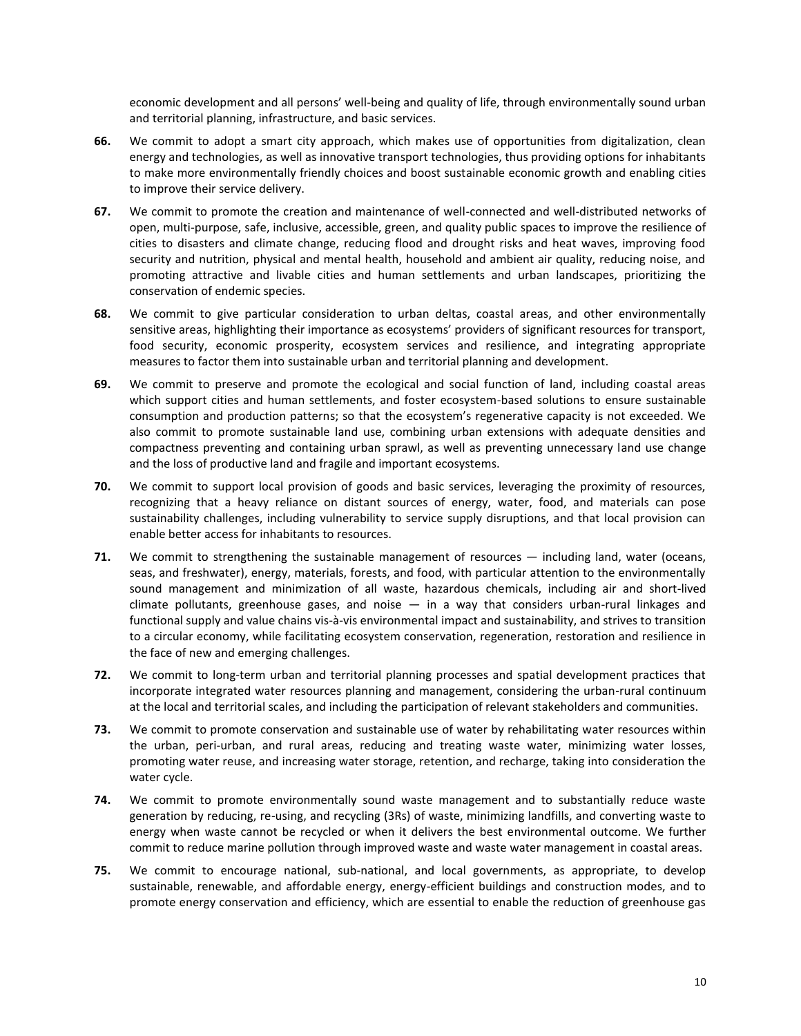economic development and all persons' well-being and quality of life, through environmentally sound urban and territorial planning, infrastructure, and basic services.

**66.** We commit to adopt a smart city approach, which makes use of opportunities from digitalization, clean energy and technologies, as well as innovative transport technologies, thus providing options for inhabitants to make more environmentally friendly choices and boost sustainable economic growth and enabling cities to improve their service delivery.

**67.** We commit to promote the creation and maintenance of well-connected and well-distributed networks of open, multi-purpose, safe, inclusive, accessible, green, and quality public spaces to improve the resilience of cities to disasters and climate change, reducing flood and drought risks and heat waves, improving food security and nutrition, physical and mental health, household and ambient air quality, reducing noise, and promoting attractive and livable cities and human settlements and urban landscapes, prioritizing the conservation of endemic species.

**68.** We commit to give particular consideration to urban deltas, coastal areas, and other environmentally sensitive areas, highlighting their importance as ecosystems' providers of significant resources for transport, food security, economic prosperity, ecosystem services and resilience, and integrating appropriate measures to factor them into sustainable urban and territorial planning and development.

**69.** We commit to preserve and promote the ecological and social function of land, including coastal areas which support cities and human settlements, and foster ecosystem-based solutions to ensure sustainable consumption and production patterns; so that the ecosystem's regenerative capacity is not exceeded. We also commit to promote sustainable land use, combining urban extensions with adequate densities and compactness preventing and containing urban sprawl, as well as preventing unnecessary land use change and the loss of productive land and fragile and important ecosystems.

**70.** We commit to support local provision of goods and basic services, leveraging the proximity of resources, recognizing that a heavy reliance on distant sources of energy, water, food, and materials can pose sustainability challenges, including vulnerability to service supply disruptions, and that local provision can enable better access for inhabitants to resources.

**71.** We commit to strengthening the sustainable management of resources — including land, water (oceans, seas, and freshwater), energy, materials, forests, and food, with particular attention to the environmentally sound management and minimization of all waste, hazardous chemicals, including air and short-lived climate pollutants, greenhouse gases, and noise — in a way that considers urban-rural linkages and functional supply and value chains vis-à-vis environmental impact and sustainability, and strives to transition to a circular economy, while facilitating ecosystem conservation, regeneration, restoration and resilience in the face of new and emerging challenges.

**72.** We commit to long-term urban and territorial planning processes and spatial development practices that incorporate integrated water resources planning and management, considering the urban-rural continuum at the local and territorial scales, and including the participation of relevant stakeholders and communities.

**73.** We commit to promote conservation and sustainable use of water by rehabilitating water resources within the urban, peri-urban, and rural areas, reducing and treating waste water, minimizing water losses, promoting water reuse, and increasing water storage, retention, and recharge, taking into consideration the water cycle.

**74.** We commit to promote environmentally sound waste management and to substantially reduce waste generation by reducing, re-using, and recycling (3Rs) of waste, minimizing landfills, and converting waste to energy when waste cannot be recycled or when it delivers the best environmental outcome. We further commit to reduce marine pollution through improved waste and waste water management in coastal areas.

**75.** We commit to encourage national, sub-national, and local governments, as appropriate, to develop sustainable, renewable, and affordable energy, energy-efficient buildings and construction modes, and to promote energy conservation and efficiency, which are essential to enable the reduction of greenhouse gas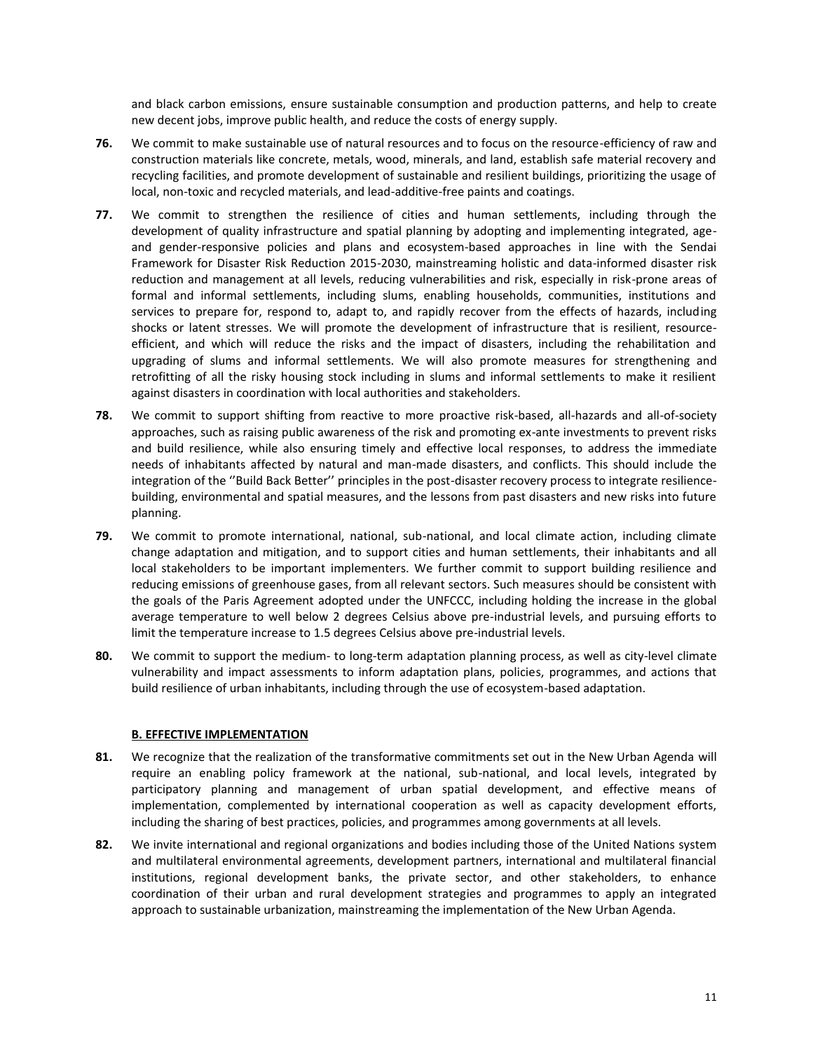and black carbon emissions, ensure sustainable consumption and production patterns, and help to create new decent jobs, improve public health, and reduce the costs of energy supply.

**76.** We commit to make sustainable use of natural resources and to focus on the resource-efficiency of raw and construction materials like concrete, metals, wood, minerals, and land, establish safe material recovery and recycling facilities, and promote development of sustainable and resilient buildings, prioritizing the usage of local, non-toxic and recycled materials, and lead-additive-free paints and coatings.

**77.** We commit to strengthen the resilience of cities and human settlements, including through the development of quality infrastructure and spatial planning by adopting and implementing integrated, age- and gender-responsive policies and plans and ecosystem-based approaches in line with the Sendai Framework for Disaster Risk Reduction 2015-2030, mainstreaming holistic and data-informed disaster risk reduction and management at all levels, reducing vulnerabilities and risk, especially in risk-prone areas of formal and informal settlements, including slums, enabling households, communities, institutions and services to prepare for, respond to, adapt to, and rapidly recover from the effects of hazards, including shocks or latent stresses. We will promote the development of infrastructure that is resilient, resource-efficient, and which will reduce the risks and the impact of disasters, including the rehabilitation and upgrading of slums and informal settlements. We will also promote measures for strengthening and retrofitting of all the risky housing stock including in slums and informal settlements to make it resilient against disasters in coordination with local authorities and stakeholders.

**78.** We commit to support shifting from reactive to more proactive risk-based, all-hazards and all-of-society approaches, such as raising public awareness of the risk and promoting ex-ante investments to prevent risks and build resilience, while also ensuring timely and effective local responses, to address the immediate needs of inhabitants affected by natural and man-made disasters, and conflicts. This should include the integration of the ''Build Back Better'' principles in the post-disaster recovery process to integrate resilience-building, environmental and spatial measures, and the lessons from past disasters and new risks into future planning.

**79.** We commit to promote international, national, sub-national, and local climate action, including climate change adaptation and mitigation, and to support cities and human settlements, their inhabitants and all local stakeholders to be important implementers. We further commit to support building resilience and reducing emissions of greenhouse gases, from all relevant sectors. Such measures should be consistent with the goals of the Paris Agreement adopted under the UNFCCC, including holding the increase in the global average temperature to well below 2 degrees Celsius above pre-industrial levels, and pursuing efforts to limit the temperature increase to 1.5 degrees Celsius above pre-industrial levels.

**80.** We commit to support the medium- to long-term adaptation planning process, as well as city-level climate vulnerability and impact assessments to inform adaptation plans, policies, programmes, and actions that build resilience of urban inhabitants, including through the use of ecosystem-based adaptation.

### B. EFFECTIVE IMPLEMENTATION

**81.** We recognize that the realization of the transformative commitments set out in the New Urban Agenda will require an enabling policy framework at the national, sub-national, and local levels, integrated by participatory planning and management of urban spatial development, and effective means of implementation, complemented by international cooperation as well as capacity development efforts, including the sharing of best practices, policies, and programmes among governments at all levels.

**82.** We invite international and regional organizations and bodies including those of the United Nations system and multilateral environmental agreements, development partners, international and multilateral financial institutions, regional development banks, the private sector, and other stakeholders, to enhance coordination of their urban and rural development strategies and programmes to apply an integrated approach to sustainable urbanization, mainstreaming the implementation of the New Urban Agenda.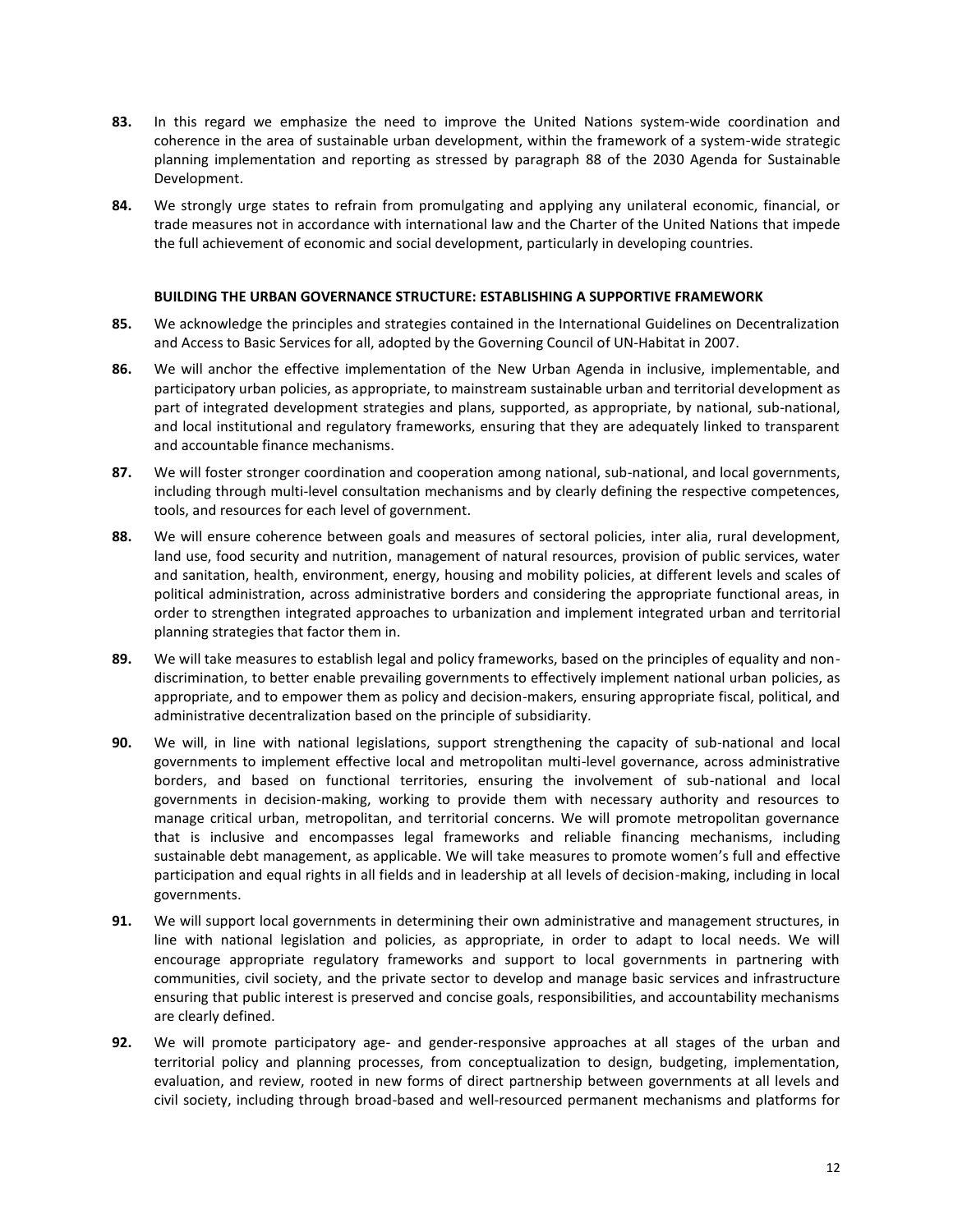**83.** In this regard we emphasize the need to improve the United Nations system-wide coordination and coherence in the area of sustainable urban development, within the framework of a system-wide strategic planning implementation and reporting as stressed by paragraph 88 of the 2030 Agenda for Sustainable Development.

**84.** We strongly urge states to refrain from promulgating and applying any unilateral economic, financial, or trade measures not in accordance with international law and the Charter of the United Nations that impede the full achievement of economic and social development, particularly in developing countries.

**BUILDING THE URBAN GOVERNANCE STRUCTURE: ESTABLISHING A SUPPORTIVE FRAMEWORK**

**85.** We acknowledge the principles and strategies contained in the International Guidelines on Decentralization and Access to Basic Services for all, adopted by the Governing Council of UN-Habitat in 2007.

**86.** We will anchor the effective implementation of the New Urban Agenda in inclusive, implementable, and participatory urban policies, as appropriate, to mainstream sustainable urban and territorial development as part of integrated development strategies and plans, supported, as appropriate, by national, sub-national, and local institutional and regulatory frameworks, ensuring that they are adequately linked to transparent and accountable finance mechanisms.

**87.** We will foster stronger coordination and cooperation among national, sub-national, and local governments, including through multi-level consultation mechanisms and by clearly defining the respective competences, tools, and resources for each level of government.

**88.** We will ensure coherence between goals and measures of sectoral policies, inter alia, rural development, land use, food security and nutrition, management of natural resources, provision of public services, water and sanitation, health, environment, energy, housing and mobility policies, at different levels and scales of political administration, across administrative borders and considering the appropriate functional areas, in order to strengthen integrated approaches to urbanization and implement integrated urban and territorial planning strategies that factor them in.

**89.** We will take measures to establish legal and policy frameworks, based on the principles of equality and non-discrimination, to better enable prevailing governments to effectively implement national urban policies, as appropriate, and to empower them as policy and decision-makers, ensuring appropriate fiscal, political, and administrative decentralization based on the principle of subsidiarity.

**90.** We will, in line with national legislations, support strengthening the capacity of sub-national and local governments to implement effective local and metropolitan multi-level governance, across administrative borders, and based on functional territories, ensuring the involvement of sub-national and local governments in decision-making, working to provide them with necessary authority and resources to manage critical urban, metropolitan, and territorial concerns. We will promote metropolitan governance that is inclusive and encompasses legal frameworks and reliable financing mechanisms, including sustainable debt management, as applicable. We will take measures to promote women's full and effective participation and equal rights in all fields and in leadership at all levels of decision-making, including in local governments.

**91.** We will support local governments in determining their own administrative and management structures, in line with national legislation and policies, as appropriate, in order to adapt to local needs. We will encourage appropriate regulatory frameworks and support to local governments in partnering with communities, civil society, and the private sector to develop and manage basic services and infrastructure ensuring that public interest is preserved and concise goals, responsibilities, and accountability mechanisms are clearly defined.

**92.** We will promote participatory age- and gender-responsive approaches at all stages of the urban and territorial policy and planning processes, from conceptualization to design, budgeting, implementation, evaluation, and review, rooted in new forms of direct partnership between governments at all levels and civil society, including through broad-based and well-resourced permanent mechanisms and platforms for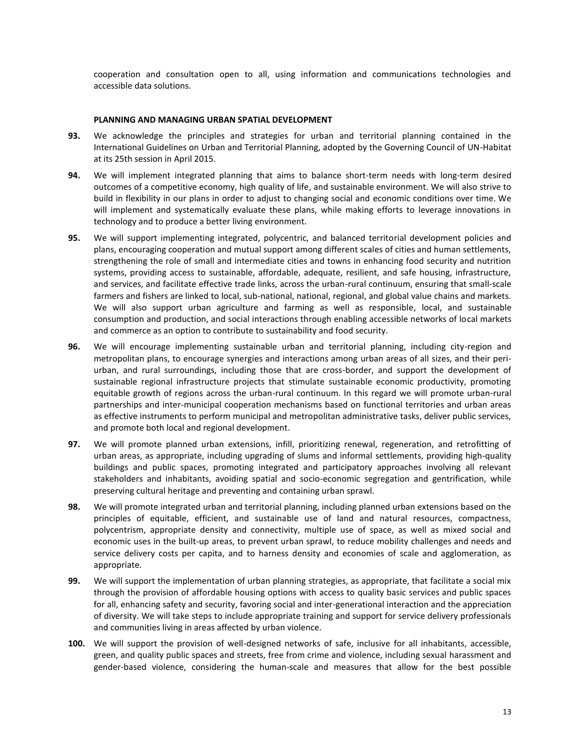cooperation and consultation open to all, using information and communications technologies and accessible data solutions.

### PLANNING AND MANAGING URBAN SPATIAL DEVELOPMENT

**93.** We acknowledge the principles and strategies for urban and territorial planning contained in the International Guidelines on Urban and Territorial Planning, adopted by the Governing Council of UN-Habitat at its 25th session in April 2015.

**94.** We will implement integrated planning that aims to balance short-term needs with long-term desired outcomes of a competitive economy, high quality of life, and sustainable environment. We will also strive to build in flexibility in our plans in order to adjust to changing social and economic conditions over time. We will implement and systematically evaluate these plans, while making efforts to leverage innovations in technology and to produce a better living environment.

**95.** We will support implementing integrated, polycentric, and balanced territorial development policies and plans, encouraging cooperation and mutual support among different scales of cities and human settlements, strengthening the role of small and intermediate cities and towns in enhancing food security and nutrition systems, providing access to sustainable, affordable, adequate, resilient, and safe housing, infrastructure, and services, and facilitate effective trade links, across the urban-rural continuum, ensuring that small-scale farmers and fishers are linked to local, sub-national, national, regional, and global value chains and markets. We will also support urban agriculture and farming as well as responsible, local, and sustainable consumption and production, and social interactions through enabling accessible networks of local markets and commerce as an option to contribute to sustainability and food security.

**96.** We will encourage implementing sustainable urban and territorial planning, including city-region and metropolitan plans, to encourage synergies and interactions among urban areas of all sizes, and their peri-urban, and rural surroundings, including those that are cross-border, and support the development of sustainable regional infrastructure projects that stimulate sustainable economic productivity, promoting equitable growth of regions across the urban-rural continuum. In this regard we will promote urban-rural partnerships and inter-municipal cooperation mechanisms based on functional territories and urban areas as effective instruments to perform municipal and metropolitan administrative tasks, deliver public services, and promote both local and regional development.

**97.** We will promote planned urban extensions, infill, prioritizing renewal, regeneration, and retrofitting of urban areas, as appropriate, including upgrading of slums and informal settlements, providing high-quality buildings and public spaces, promoting integrated and participatory approaches involving all relevant stakeholders and inhabitants, avoiding spatial and socio-economic segregation and gentrification, while preserving cultural heritage and preventing and containing urban sprawl.

**98.** We will promote integrated urban and territorial planning, including planned urban extensions based on the principles of equitable, efficient, and sustainable use of land and natural resources, compactness, polycentrism, appropriate density and connectivity, multiple use of space, as well as mixed social and economic uses in the built-up areas, to prevent urban sprawl, to reduce mobility challenges and needs and service delivery costs per capita, and to harness density and economies of scale and agglomeration, as appropriate.

**99.** We will support the implementation of urban planning strategies, as appropriate, that facilitate a social mix through the provision of affordable housing options with access to quality basic services and public spaces for all, enhancing safety and security, favoring social and inter-generational interaction and the appreciation of diversity. We will take steps to include appropriate training and support for service delivery professionals and communities living in areas affected by urban violence.

**100.** We will support the provision of well-designed networks of safe, inclusive for all inhabitants, accessible, green, and quality public spaces and streets, free from crime and violence, including sexual harassment and gender-based violence, considering the human-scale and measures that allow for the best possible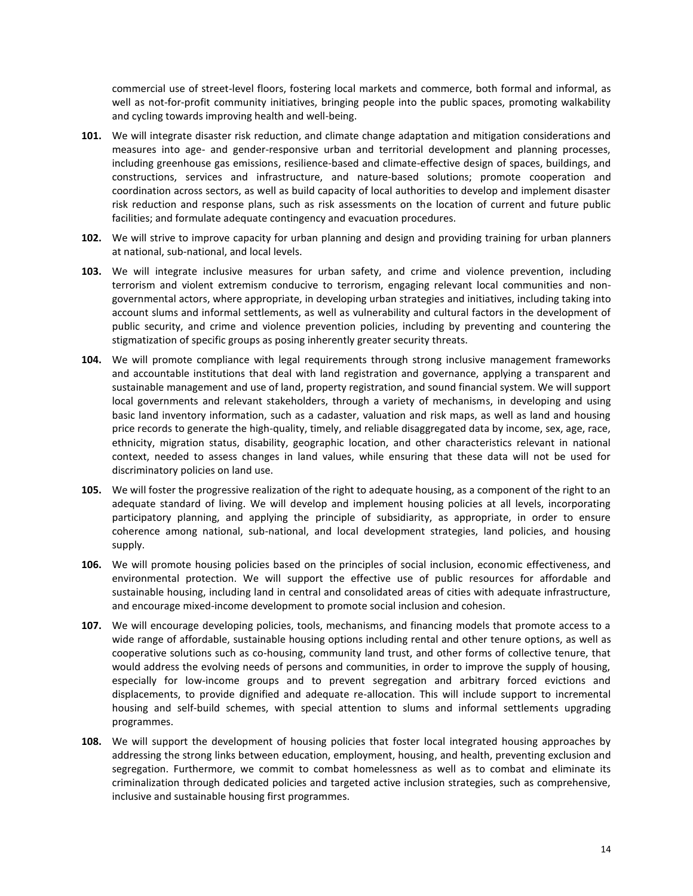commercial use of street-level floors, fostering local markets and commerce, both formal and informal, as well as not-for-profit community initiatives, bringing people into the public spaces, promoting walkability and cycling towards improving health and well-being.

**101.** We will integrate disaster risk reduction, and climate change adaptation and mitigation considerations and measures into age- and gender-responsive urban and territorial development and planning processes, including greenhouse gas emissions, resilience-based and climate-effective design of spaces, buildings, and constructions, services and infrastructure, and nature-based solutions; promote cooperation and coordination across sectors, as well as build capacity of local authorities to develop and implement disaster risk reduction and response plans, such as risk assessments on the location of current and future public facilities; and formulate adequate contingency and evacuation procedures.

**102.** We will strive to improve capacity for urban planning and design and providing training for urban planners at national, sub-national, and local levels.

**103.** We will integrate inclusive measures for urban safety, and crime and violence prevention, including terrorism and violent extremism conducive to terrorism, engaging relevant local communities and non-governmental actors, where appropriate, in developing urban strategies and initiatives, including taking into account slums and informal settlements, as well as vulnerability and cultural factors in the development of public security, and crime and violence prevention policies, including by preventing and countering the stigmatization of specific groups as posing inherently greater security threats.

**104.** We will promote compliance with legal requirements through strong inclusive management frameworks and accountable institutions that deal with land registration and governance, applying a transparent and sustainable management and use of land, property registration, and sound financial system. We will support local governments and relevant stakeholders, through a variety of mechanisms, in developing and using basic land inventory information, such as a cadaster, valuation and risk maps, as well as land and housing price records to generate the high-quality, timely, and reliable disaggregated data by income, sex, age, race, ethnicity, migration status, disability, geographic location, and other characteristics relevant in national context, needed to assess changes in land values, while ensuring that these data will not be used for discriminatory policies on land use.

**105.** We will foster the progressive realization of the right to adequate housing, as a component of the right to an adequate standard of living. We will develop and implement housing policies at all levels, incorporating participatory planning, and applying the principle of subsidiarity, as appropriate, in order to ensure coherence among national, sub-national, and local development strategies, land policies, and housing supply.

**106.** We will promote housing policies based on the principles of social inclusion, economic effectiveness, and environmental protection. We will support the effective use of public resources for affordable and sustainable housing, including land in central and consolidated areas of cities with adequate infrastructure, and encourage mixed-income development to promote social inclusion and cohesion.

**107.** We will encourage developing policies, tools, mechanisms, and financing models that promote access to a wide range of affordable, sustainable housing options including rental and other tenure options, as well as cooperative solutions such as co-housing, community land trust, and other forms of collective tenure, that would address the evolving needs of persons and communities, in order to improve the supply of housing, especially for low-income groups and to prevent segregation and arbitrary forced evictions and displacements, to provide dignified and adequate re-allocation. This will include support to incremental housing and self-build schemes, with special attention to slums and informal settlements upgrading programmes.

**108.** We will support the development of housing policies that foster local integrated housing approaches by addressing the strong links between education, employment, housing, and health, preventing exclusion and segregation. Furthermore, we commit to combat homelessness as well as to combat and eliminate its criminalization through dedicated policies and targeted active inclusion strategies, such as comprehensive, inclusive and sustainable housing first programmes.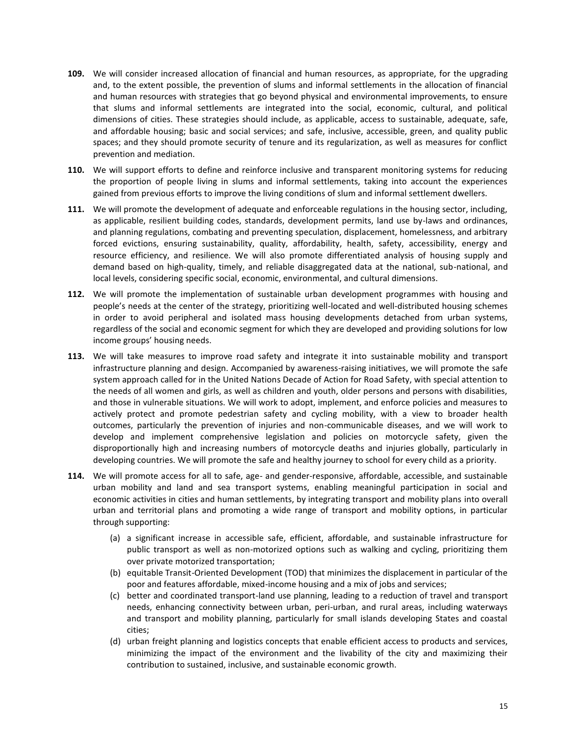**109.** We will consider increased allocation of financial and human resources, as appropriate, for the upgrading and, to the extent possible, the prevention of slums and informal settlements in the allocation of financial and human resources with strategies that go beyond physical and environmental improvements, to ensure that slums and informal settlements are integrated into the social, economic, cultural, and political dimensions of cities. These strategies should include, as applicable, access to sustainable, adequate, safe, and affordable housing; basic and social services; and safe, inclusive, accessible, green, and quality public spaces; and they should promote security of tenure and its regularization, as well as measures for conflict prevention and mediation.

**110.** We will support efforts to define and reinforce inclusive and transparent monitoring systems for reducing the proportion of people living in slums and informal settlements, taking into account the experiences gained from previous efforts to improve the living conditions of slum and informal settlement dwellers.

**111.** We will promote the development of adequate and enforceable regulations in the housing sector, including, as applicable, resilient building codes, standards, development permits, land use by-laws and ordinances, and planning regulations, combating and preventing speculation, displacement, homelessness, and arbitrary forced evictions, ensuring sustainability, quality, affordability, health, safety, accessibility, energy and resource efficiency, and resilience. We will also promote differentiated analysis of housing supply and demand based on high-quality, timely, and reliable disaggregated data at the national, sub-national, and local levels, considering specific social, economic, environmental, and cultural dimensions.

**112.** We will promote the implementation of sustainable urban development programmes with housing and people's needs at the center of the strategy, prioritizing well-located and well-distributed housing schemes in order to avoid peripheral and isolated mass housing developments detached from urban systems, regardless of the social and economic segment for which they are developed and providing solutions for low income groups' housing needs.

**113.** We will take measures to improve road safety and integrate it into sustainable mobility and transport infrastructure planning and design. Accompanied by awareness-raising initiatives, we will promote the safe system approach called for in the United Nations Decade of Action for Road Safety, with special attention to the needs of all women and girls, as well as children and youth, older persons and persons with disabilities, and those in vulnerable situations. We will work to adopt, implement, and enforce policies and measures to actively protect and promote pedestrian safety and cycling mobility, with a view to broader health outcomes, particularly the prevention of injuries and non-communicable diseases, and we will work to develop and implement comprehensive legislation and policies on motorcycle safety, given the disproportionally high and increasing numbers of motorcycle deaths and injuries globally, particularly in developing countries. We will promote the safe and healthy journey to school for every child as a priority.

**114.** We will promote access for all to safe, age- and gender-responsive, affordable, accessible, and sustainable urban mobility and land and sea transport systems, enabling meaningful participation in social and economic activities in cities and human settlements, by integrating transport and mobility plans into overall urban and territorial plans and promoting a wide range of transport and mobility options, in particular through supporting:

(a) a significant increase in accessible safe, efficient, affordable, and sustainable infrastructure for public transport as well as non-motorized options such as walking and cycling, prioritizing them over private motorized transportation;

(b) equitable Transit-Oriented Development (TOD) that minimizes the displacement in particular of the poor and features affordable, mixed-income housing and a mix of jobs and services;

(c) better and coordinated transport-land use planning, leading to a reduction of travel and transport needs, enhancing connectivity between urban, peri-urban, and rural areas, including waterways and transport and mobility planning, particularly for small islands developing States and coastal cities;

(d) urban freight planning and logistics concepts that enable efficient access to products and services, minimizing the impact of the environment and the livability of the city and maximizing their contribution to sustained, inclusive, and sustainable economic growth.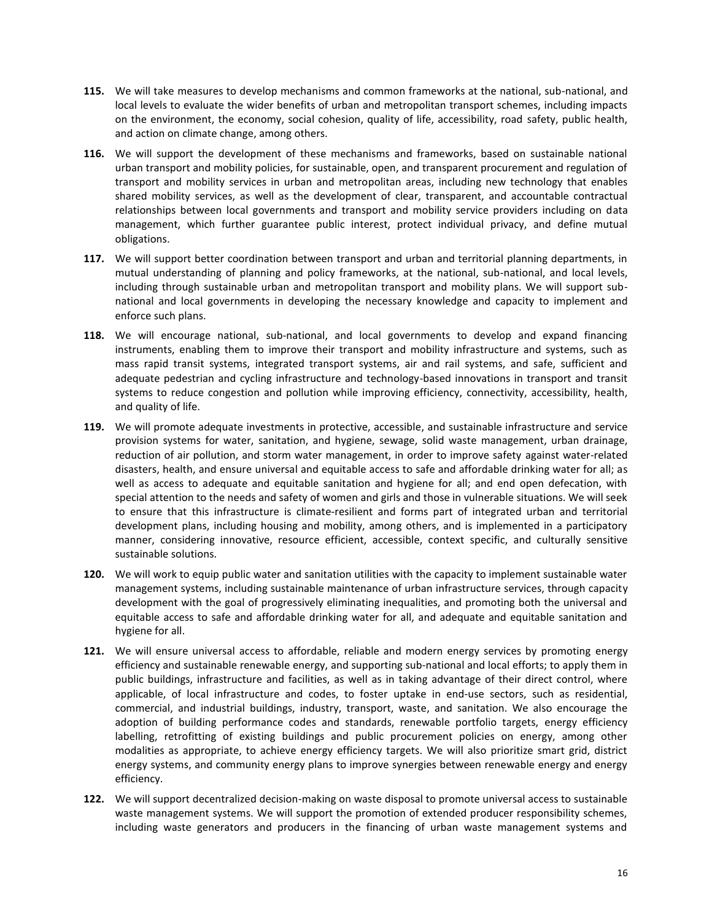**115.** We will take measures to develop mechanisms and common frameworks at the national, sub-national, and local levels to evaluate the wider benefits of urban and metropolitan transport schemes, including impacts on the environment, the economy, social cohesion, quality of life, accessibility, road safety, public health, and action on climate change, among others.

**116.** We will support the development of these mechanisms and frameworks, based on sustainable national urban transport and mobility policies, for sustainable, open, and transparent procurement and regulation of transport and mobility services in urban and metropolitan areas, including new technology that enables shared mobility services, as well as the development of clear, transparent, and accountable contractual relationships between local governments and transport and mobility service providers including on data management, which further guarantee public interest, protect individual privacy, and define mutual obligations.

**117.** We will support better coordination between transport and urban and territorial planning departments, in mutual understanding of planning and policy frameworks, at the national, sub-national, and local levels, including through sustainable urban and metropolitan transport and mobility plans. We will support sub-national and local governments in developing the necessary knowledge and capacity to implement and enforce such plans.

**118.** We will encourage national, sub-national, and local governments to develop and expand financing instruments, enabling them to improve their transport and mobility infrastructure and systems, such as mass rapid transit systems, integrated transport systems, air and rail systems, and safe, sufficient and adequate pedestrian and cycling infrastructure and technology-based innovations in transport and transit systems to reduce congestion and pollution while improving efficiency, connectivity, accessibility, health, and quality of life.

**119.** We will promote adequate investments in protective, accessible, and sustainable infrastructure and service provision systems for water, sanitation, and hygiene, sewage, solid waste management, urban drainage, reduction of air pollution, and storm water management, in order to improve safety against water-related disasters, health, and ensure universal and equitable access to safe and affordable drinking water for all; as well as access to adequate and equitable sanitation and hygiene for all; and end open defecation, with special attention to the needs and safety of women and girls and those in vulnerable situations. We will seek to ensure that this infrastructure is climate-resilient and forms part of integrated urban and territorial development plans, including housing and mobility, among others, and is implemented in a participatory manner, considering innovative, resource efficient, accessible, context specific, and culturally sensitive sustainable solutions.

**120.** We will work to equip public water and sanitation utilities with the capacity to implement sustainable water management systems, including sustainable maintenance of urban infrastructure services, through capacity development with the goal of progressively eliminating inequalities, and promoting both the universal and equitable access to safe and affordable drinking water for all, and adequate and equitable sanitation and hygiene for all.

**121.** We will ensure universal access to affordable, reliable and modern energy services by promoting energy efficiency and sustainable renewable energy, and supporting sub-national and local efforts; to apply them in public buildings, infrastructure and facilities, as well as in taking advantage of their direct control, where applicable, of local infrastructure and codes, to foster uptake in end-use sectors, such as residential, commercial, and industrial buildings, industry, transport, waste, and sanitation. We also encourage the adoption of building performance codes and standards, renewable portfolio targets, energy efficiency labelling, retrofitting of existing buildings and public procurement policies on energy, among other modalities as appropriate, to achieve energy efficiency targets. We will also prioritize smart grid, district energy systems, and community energy plans to improve synergies between renewable energy and energy efficiency.

**122.** We will support decentralized decision-making on waste disposal to promote universal access to sustainable waste management systems. We will support the promotion of extended producer responsibility schemes, including waste generators and producers in the financing of urban waste management systems and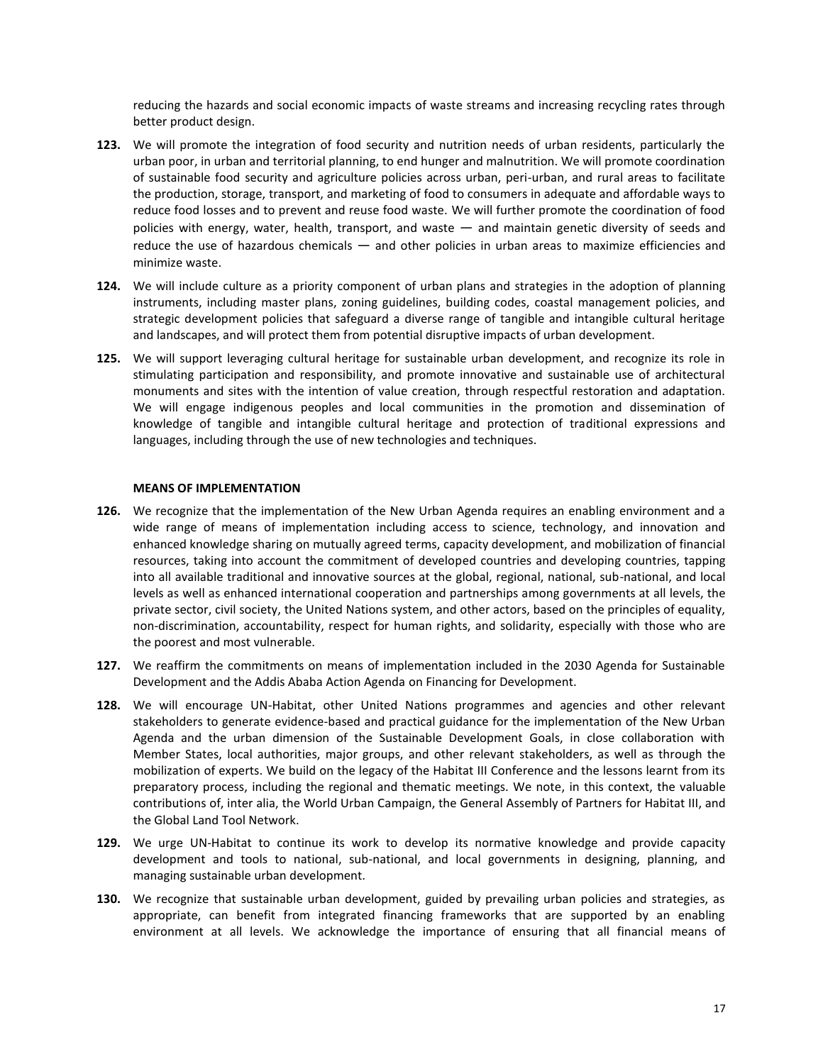reducing the hazards and social economic impacts of waste streams and increasing recycling rates through better product design.

**123.** We will promote the integration of food security and nutrition needs of urban residents, particularly the urban poor, in urban and territorial planning, to end hunger and malnutrition. We will promote coordination of sustainable food security and agriculture policies across urban, peri-urban, and rural areas to facilitate the production, storage, transport, and marketing of food to consumers in adequate and affordable ways to reduce food losses and to prevent and reuse food waste. We will further promote the coordination of food policies with energy, water, health, transport, and waste — and maintain genetic diversity of seeds and reduce the use of hazardous chemicals — and other policies in urban areas to maximize efficiencies and minimize waste.

**124.** We will include culture as a priority component of urban plans and strategies in the adoption of planning instruments, including master plans, zoning guidelines, building codes, coastal management policies, and strategic development policies that safeguard a diverse range of tangible and intangible cultural heritage and landscapes, and will protect them from potential disruptive impacts of urban development.

**125.** We will support leveraging cultural heritage for sustainable urban development, and recognize its role in stimulating participation and responsibility, and promote innovative and sustainable use of architectural monuments and sites with the intention of value creation, through respectful restoration and adaptation. We will engage indigenous peoples and local communities in the promotion and dissemination of knowledge of tangible and intangible cultural heritage and protection of traditional expressions and languages, including through the use of new technologies and techniques.

**MEANS OF IMPLEMENTATION**

**126.** We recognize that the implementation of the New Urban Agenda requires an enabling environment and a wide range of means of implementation including access to science, technology, and innovation and enhanced knowledge sharing on mutually agreed terms, capacity development, and mobilization of financial resources, taking into account the commitment of developed countries and developing countries, tapping into all available traditional and innovative sources at the global, regional, national, sub-national, and local levels as well as enhanced international cooperation and partnerships among governments at all levels, the private sector, civil society, the United Nations system, and other actors, based on the principles of equality, non-discrimination, accountability, respect for human rights, and solidarity, especially with those who are the poorest and most vulnerable.

**127.** We reaffirm the commitments on means of implementation included in the 2030 Agenda for Sustainable Development and the Addis Ababa Action Agenda on Financing for Development.

**128.** We will encourage UN-Habitat, other United Nations programmes and agencies and other relevant stakeholders to generate evidence-based and practical guidance for the implementation of the New Urban Agenda and the urban dimension of the Sustainable Development Goals, in close collaboration with Member States, local authorities, major groups, and other relevant stakeholders, as well as through the mobilization of experts. We build on the legacy of the Habitat III Conference and the lessons learnt from its preparatory process, including the regional and thematic meetings. We note, in this context, the valuable contributions of, inter alia, the World Urban Campaign, the General Assembly of Partners for Habitat III, and the Global Land Tool Network.

**129.** We urge UN-Habitat to continue its work to develop its normative knowledge and provide capacity development and tools to national, sub-national, and local governments in designing, planning, and managing sustainable urban development.

**130.** We recognize that sustainable urban development, guided by prevailing urban policies and strategies, as appropriate, can benefit from integrated financing frameworks that are supported by an enabling environment at all levels. We acknowledge the importance of ensuring that all financial means of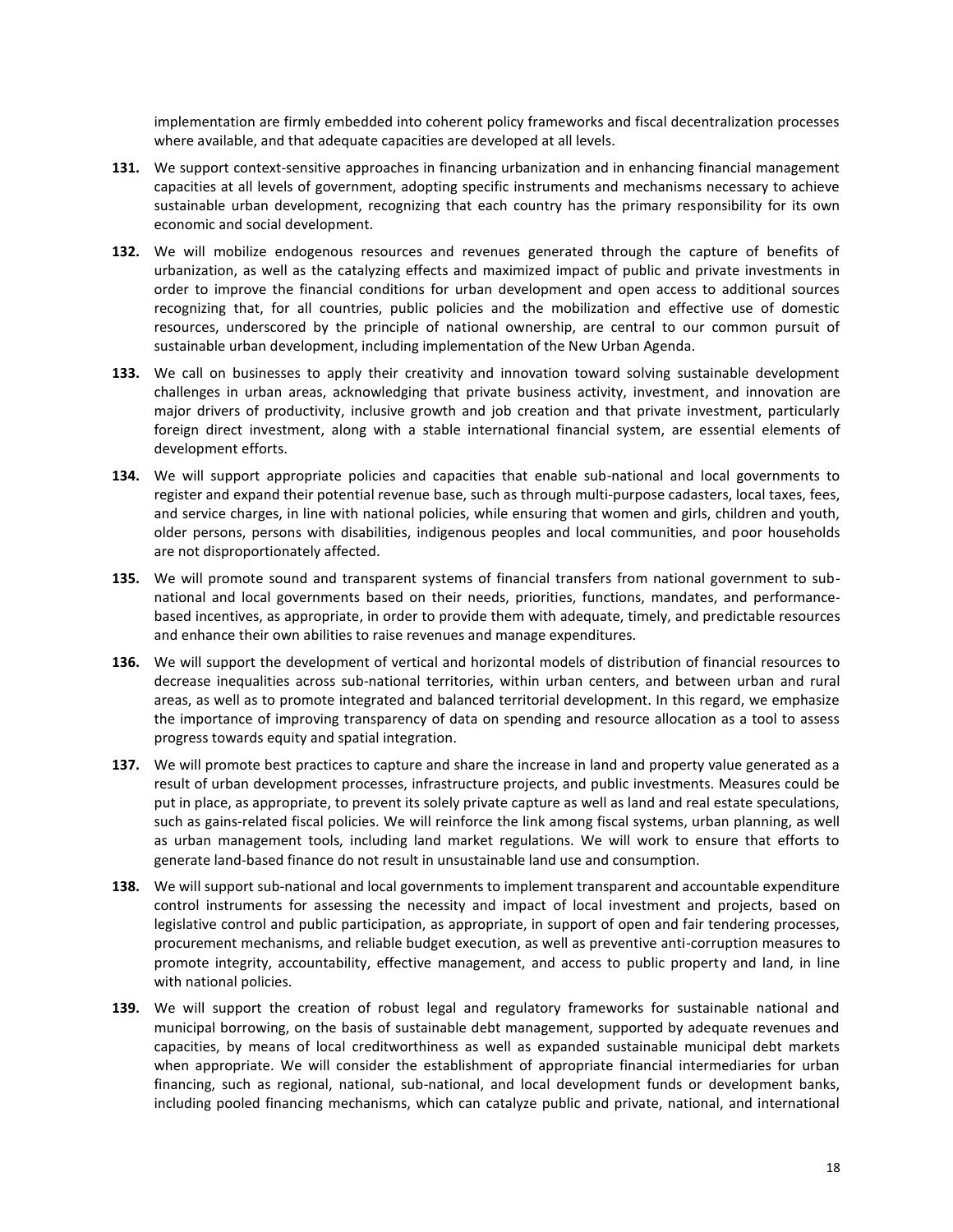implementation are firmly embedded into coherent policy frameworks and fiscal decentralization processes where available, and that adequate capacities are developed at all levels.

**131.** We support context-sensitive approaches in financing urbanization and in enhancing financial management capacities at all levels of government, adopting specific instruments and mechanisms necessary to achieve sustainable urban development, recognizing that each country has the primary responsibility for its own economic and social development.

**132.** We will mobilize endogenous resources and revenues generated through the capture of benefits of urbanization, as well as the catalyzing effects and maximized impact of public and private investments in order to improve the financial conditions for urban development and open access to additional sources recognizing that, for all countries, public policies and the mobilization and effective use of domestic resources, underscored by the principle of national ownership, are central to our common pursuit of sustainable urban development, including implementation of the New Urban Agenda.

**133.** We call on businesses to apply their creativity and innovation toward solving sustainable development challenges in urban areas, acknowledging that private business activity, investment, and innovation are major drivers of productivity, inclusive growth and job creation and that private investment, particularly foreign direct investment, along with a stable international financial system, are essential elements of development efforts.

**134.** We will support appropriate policies and capacities that enable sub-national and local governments to register and expand their potential revenue base, such as through multi-purpose cadasters, local taxes, fees, and service charges, in line with national policies, while ensuring that women and girls, children and youth, older persons, persons with disabilities, indigenous peoples and local communities, and poor households are not disproportionately affected.

**135.** We will promote sound and transparent systems of financial transfers from national government to sub-national and local governments based on their needs, priorities, functions, mandates, and performance-based incentives, as appropriate, in order to provide them with adequate, timely, and predictable resources and enhance their own abilities to raise revenues and manage expenditures.

**136.** We will support the development of vertical and horizontal models of distribution of financial resources to decrease inequalities across sub-national territories, within urban centers, and between urban and rural areas, as well as to promote integrated and balanced territorial development. In this regard, we emphasize the importance of improving transparency of data on spending and resource allocation as a tool to assess progress towards equity and spatial integration.

**137.** We will promote best practices to capture and share the increase in land and property value generated as a result of urban development processes, infrastructure projects, and public investments. Measures could be put in place, as appropriate, to prevent its solely private capture as well as land and real estate speculations, such as gains-related fiscal policies. We will reinforce the link among fiscal systems, urban planning, as well as urban management tools, including land market regulations. We will work to ensure that efforts to generate land-based finance do not result in unsustainable land use and consumption.

**138.** We will support sub-national and local governments to implement transparent and accountable expenditure control instruments for assessing the necessity and impact of local investment and projects, based on legislative control and public participation, as appropriate, in support of open and fair tendering processes, procurement mechanisms, and reliable budget execution, as well as preventive anti-corruption measures to promote integrity, accountability, effective management, and access to public property and land, in line with national policies.

**139.** We will support the creation of robust legal and regulatory frameworks for sustainable national and municipal borrowing, on the basis of sustainable debt management, supported by adequate revenues and capacities, by means of local creditworthiness as well as expanded sustainable municipal debt markets when appropriate. We will consider the establishment of appropriate financial intermediaries for urban financing, such as regional, national, sub-national, and local development funds or development banks, including pooled financing mechanisms, which can catalyze public and private, national, and international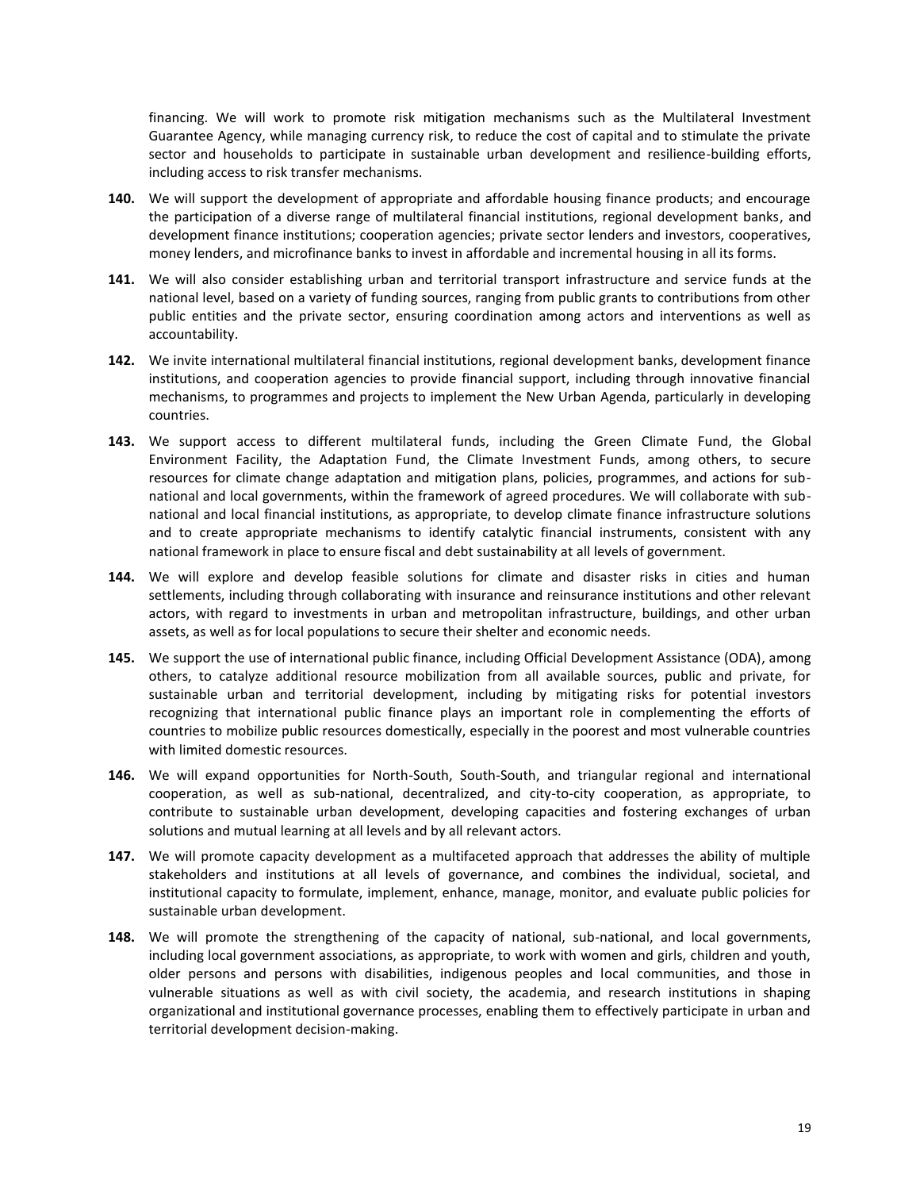financing. We will work to promote risk mitigation mechanisms such as the Multilateral Investment Guarantee Agency, while managing currency risk, to reduce the cost of capital and to stimulate the private sector and households to participate in sustainable urban development and resilience-building efforts, including access to risk transfer mechanisms.

**140.** We will support the development of appropriate and affordable housing finance products; and encourage the participation of a diverse range of multilateral financial institutions, regional development banks, and development finance institutions; cooperation agencies; private sector lenders and investors, cooperatives, money lenders, and microfinance banks to invest in affordable and incremental housing in all its forms.

**141.** We will also consider establishing urban and territorial transport infrastructure and service funds at the national level, based on a variety of funding sources, ranging from public grants to contributions from other public entities and the private sector, ensuring coordination among actors and interventions as well as accountability.

**142.** We invite international multilateral financial institutions, regional development banks, development finance institutions, and cooperation agencies to provide financial support, including through innovative financial mechanisms, to programmes and projects to implement the New Urban Agenda, particularly in developing countries.

**143.** We support access to different multilateral funds, including the Green Climate Fund, the Global Environment Facility, the Adaptation Fund, the Climate Investment Funds, among others, to secure resources for climate change adaptation and mitigation plans, policies, programmes, and actions for sub-national and local governments, within the framework of agreed procedures. We will collaborate with sub-national and local financial institutions, as appropriate, to develop climate finance infrastructure solutions and to create appropriate mechanisms to identify catalytic financial instruments, consistent with any national framework in place to ensure fiscal and debt sustainability at all levels of government.

**144.** We will explore and develop feasible solutions for climate and disaster risks in cities and human settlements, including through collaborating with insurance and reinsurance institutions and other relevant actors, with regard to investments in urban and metropolitan infrastructure, buildings, and other urban assets, as well as for local populations to secure their shelter and economic needs.

**145.** We support the use of international public finance, including Official Development Assistance (ODA), among others, to catalyze additional resource mobilization from all available sources, public and private, for sustainable urban and territorial development, including by mitigating risks for potential investors recognizing that international public finance plays an important role in complementing the efforts of countries to mobilize public resources domestically, especially in the poorest and most vulnerable countries with limited domestic resources.

**146.** We will expand opportunities for North-South, South-South, and triangular regional and international cooperation, as well as sub-national, decentralized, and city-to-city cooperation, as appropriate, to contribute to sustainable urban development, developing capacities and fostering exchanges of urban solutions and mutual learning at all levels and by all relevant actors.

**147.** We will promote capacity development as a multifaceted approach that addresses the ability of multiple stakeholders and institutions at all levels of governance, and combines the individual, societal, and institutional capacity to formulate, implement, enhance, manage, monitor, and evaluate public policies for sustainable urban development.

**148.** We will promote the strengthening of the capacity of national, sub-national, and local governments, including local government associations, as appropriate, to work with women and girls, children and youth, older persons and persons with disabilities, indigenous peoples and local communities, and those in vulnerable situations as well as with civil society, the academia, and research institutions in shaping organizational and institutional governance processes, enabling them to effectively participate in urban and territorial development decision-making.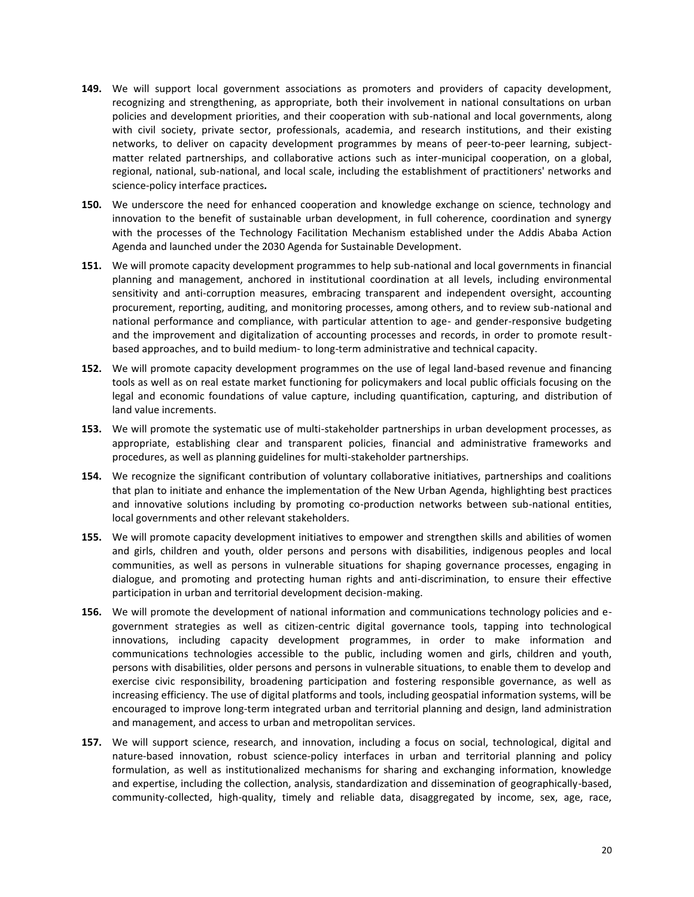**149.** We will support local government associations as promoters and providers of capacity development, recognizing and strengthening, as appropriate, both their involvement in national consultations on urban policies and development priorities, and their cooperation with sub-national and local governments, along with civil society, private sector, professionals, academia, and research institutions, and their existing networks, to deliver on capacity development programmes by means of peer-to-peer learning, subject-matter related partnerships, and collaborative actions such as inter-municipal cooperation, on a global, regional, national, sub-national, and local scale, including the establishment of practitioners' networks and science-policy interface practices*.*

**150.** We underscore the need for enhanced cooperation and knowledge exchange on science, technology and innovation to the benefit of sustainable urban development, in full coherence, coordination and synergy with the processes of the Technology Facilitation Mechanism established under the Addis Ababa Action Agenda and launched under the 2030 Agenda for Sustainable Development.

**151.** We will promote capacity development programmes to help sub-national and local governments in financial planning and management, anchored in institutional coordination at all levels, including environmental sensitivity and anti-corruption measures, embracing transparent and independent oversight, accounting procurement, reporting, auditing, and monitoring processes, among others, and to review sub-national and national performance and compliance, with particular attention to age- and gender-responsive budgeting and the improvement and digitalization of accounting processes and records, in order to promote result-based approaches, and to build medium- to long-term administrative and technical capacity.

**152.** We will promote capacity development programmes on the use of legal land-based revenue and financing tools as well as on real estate market functioning for policymakers and local public officials focusing on the legal and economic foundations of value capture, including quantification, capturing, and distribution of land value increments.

**153.** We will promote the systematic use of multi-stakeholder partnerships in urban development processes, as appropriate, establishing clear and transparent policies, financial and administrative frameworks and procedures, as well as planning guidelines for multi-stakeholder partnerships.

**154.** We recognize the significant contribution of voluntary collaborative initiatives, partnerships and coalitions that plan to initiate and enhance the implementation of the New Urban Agenda, highlighting best practices and innovative solutions including by promoting co-production networks between sub-national entities, local governments and other relevant stakeholders.

**155.** We will promote capacity development initiatives to empower and strengthen skills and abilities of women and girls, children and youth, older persons and persons with disabilities, indigenous peoples and local communities, as well as persons in vulnerable situations for shaping governance processes, engaging in dialogue, and promoting and protecting human rights and anti-discrimination, to ensure their effective participation in urban and territorial development decision-making.

**156.** We will promote the development of national information and communications technology policies and e-government strategies as well as citizen-centric digital governance tools, tapping into technological innovations, including capacity development programmes, in order to make information and communications technologies accessible to the public, including women and girls, children and youth, persons with disabilities, older persons and persons in vulnerable situations, to enable them to develop and exercise civic responsibility, broadening participation and fostering responsible governance, as well as increasing efficiency. The use of digital platforms and tools, including geospatial information systems, will be encouraged to improve long-term integrated urban and territorial planning and design, land administration and management, and access to urban and metropolitan services.

**157.** We will support science, research, and innovation, including a focus on social, technological, digital and nature-based innovation, robust science-policy interfaces in urban and territorial planning and policy formulation, as well as institutionalized mechanisms for sharing and exchanging information, knowledge and expertise, including the collection, analysis, standardization and dissemination of geographically-based, community-collected, high-quality, timely and reliable data, disaggregated by income, sex, age, race,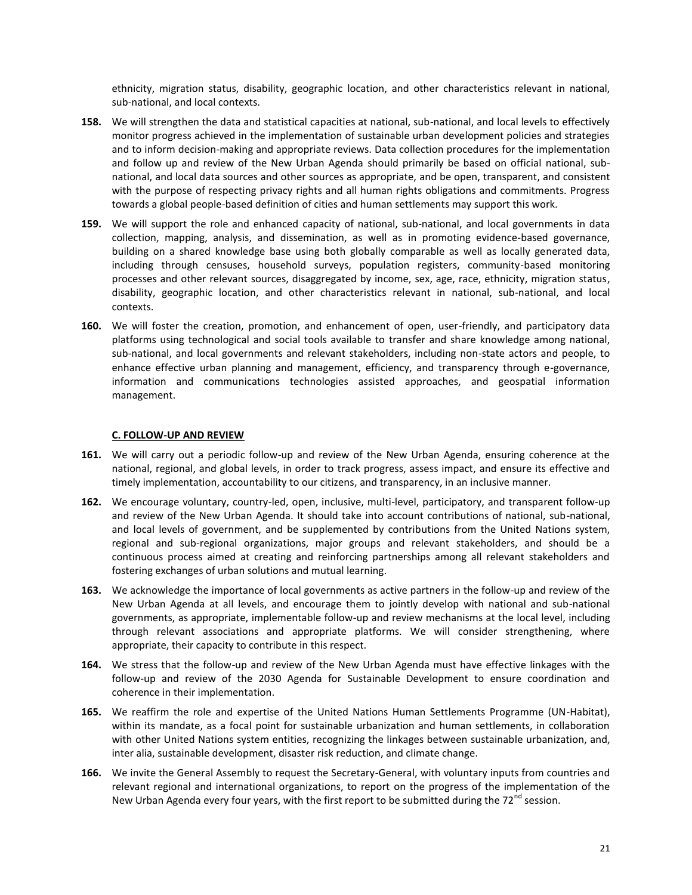ethnicity, migration status, disability, geographic location, and other characteristics relevant in national, sub-national, and local contexts.

**158.** We will strengthen the data and statistical capacities at national, sub-national, and local levels to effectively monitor progress achieved in the implementation of sustainable urban development policies and strategies and to inform decision-making and appropriate reviews. Data collection procedures for the implementation and follow up and review of the New Urban Agenda should primarily be based on official national, sub-national, and local data sources and other sources as appropriate, and be open, transparent, and consistent with the purpose of respecting privacy rights and all human rights obligations and commitments. Progress towards a global people-based definition of cities and human settlements may support this work.

**159.** We will support the role and enhanced capacity of national, sub-national, and local governments in data collection, mapping, analysis, and dissemination, as well as in promoting evidence-based governance, building on a shared knowledge base using both globally comparable as well as locally generated data, including through censuses, household surveys, population registers, community-based monitoring processes and other relevant sources, disaggregated by income, sex, age, race, ethnicity, migration status, disability, geographic location, and other characteristics relevant in national, sub-national, and local contexts.

**160.** We will foster the creation, promotion, and enhancement of open, user-friendly, and participatory data platforms using technological and social tools available to transfer and share knowledge among national, sub-national, and local governments and relevant stakeholders, including non-state actors and people, to enhance effective urban planning and management, efficiency, and transparency through e-governance, information and communications technologies assisted approaches, and geospatial information management.

### C. FOLLOW-UP AND REVIEW

**161.** We will carry out a periodic follow-up and review of the New Urban Agenda, ensuring coherence at the national, regional, and global levels, in order to track progress, assess impact, and ensure its effective and timely implementation, accountability to our citizens, and transparency, in an inclusive manner.

**162.** We encourage voluntary, country-led, open, inclusive, multi-level, participatory, and transparent follow-up and review of the New Urban Agenda. It should take into account contributions of national, sub-national, and local levels of government, and be supplemented by contributions from the United Nations system, regional and sub-regional organizations, major groups and relevant stakeholders, and should be a continuous process aimed at creating and reinforcing partnerships among all relevant stakeholders and fostering exchanges of urban solutions and mutual learning.

**163.** We acknowledge the importance of local governments as active partners in the follow-up and review of the New Urban Agenda at all levels, and encourage them to jointly develop with national and sub-national governments, as appropriate, implementable follow-up and review mechanisms at the local level, including through relevant associations and appropriate platforms. We will consider strengthening, where appropriate, their capacity to contribute in this respect.

**164.** We stress that the follow-up and review of the New Urban Agenda must have effective linkages with the follow-up and review of the 2030 Agenda for Sustainable Development to ensure coordination and coherence in their implementation.

**165.** We reaffirm the role and expertise of the United Nations Human Settlements Programme (UN-Habitat), within its mandate, as a focal point for sustainable urbanization and human settlements, in collaboration with other United Nations system entities, recognizing the linkages between sustainable urbanization, and, inter alia, sustainable development, disaster risk reduction, and climate change.

**166.** We invite the General Assembly to request the Secretary-General, with voluntary inputs from countries and relevant regional and international organizations, to report on the progress of the implementation of the New Urban Agenda every four years, with the first report to be submitted during the 72nd session.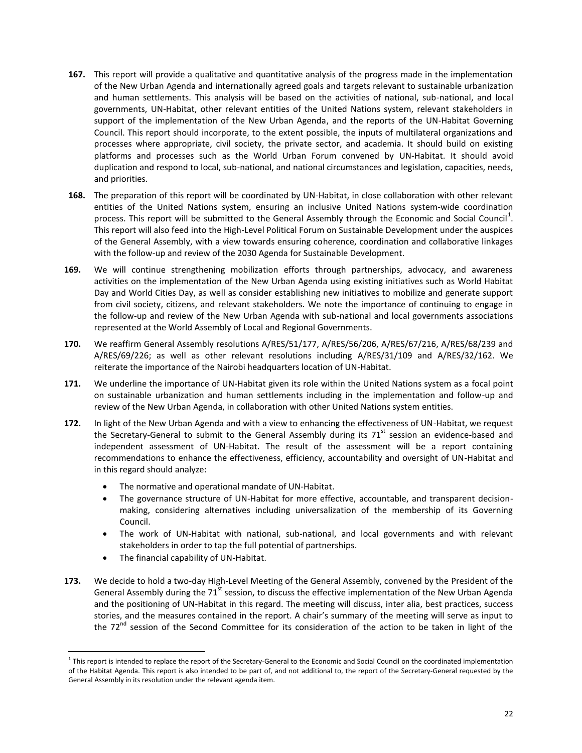**167.** This report will provide a qualitative and quantitative analysis of the progress made in the implementation of the New Urban Agenda and internationally agreed goals and targets relevant to sustainable urbanization and human settlements. This analysis will be based on the activities of national, sub-national, and local governments, UN-Habitat, other relevant entities of the United Nations system, relevant stakeholders in support of the implementation of the New Urban Agenda, and the reports of the UN-Habitat Governing Council. This report should incorporate, to the extent possible, the inputs of multilateral organizations and processes where appropriate, civil society, the private sector, and academia. It should build on existing platforms and processes such as the World Urban Forum convened by UN-Habitat. It should avoid duplication and respond to local, sub-national, and national circumstances and legislation, capacities, needs, and priorities.

**168.** The preparation of this report will be coordinated by UN-Habitat, in close collaboration with other relevant entities of the United Nations system, ensuring an inclusive United Nations system-wide coordination process. This report will be submitted to the General Assembly through the Economic and Social Council[1]. This report will also feed into the High-Level Political Forum on Sustainable Development under the auspices of the General Assembly, with a view towards ensuring coherence, coordination and collaborative linkages with the follow-up and review of the 2030 Agenda for Sustainable Development.

**169.** We will continue strengthening mobilization efforts through partnerships, advocacy, and awareness activities on the implementation of the New Urban Agenda using existing initiatives such as World Habitat Day and World Cities Day, as well as consider establishing new initiatives to mobilize and generate support from civil society, citizens, and relevant stakeholders. We note the importance of continuing to engage in the follow-up and review of the New Urban Agenda with sub-national and local governments associations represented at the World Assembly of Local and Regional Governments.

**170.** We reaffirm General Assembly resolutions A/RES/51/177, A/RES/56/206, A/RES/67/216, A/RES/68/239 and A/RES/69/226; as well as other relevant resolutions including A/RES/31/109 and A/RES/32/162. We reiterate the importance of the Nairobi headquarters location of UN-Habitat.

**171.** We underline the importance of UN-Habitat given its role within the United Nations system as a focal point on sustainable urbanization and human settlements including in the implementation and follow-up and review of the New Urban Agenda, in collaboration with other United Nations system entities.

**172.** In light of the New Urban Agenda and with a view to enhancing the effectiveness of UN-Habitat, we request the Secretary-General to submit to the General Assembly during its 71st session an evidence-based and independent assessment of UN-Habitat. The result of the assessment will be a report containing recommendations to enhance the effectiveness, efficiency, accountability and oversight of UN-Habitat and in this regard should analyze:

- The normative and operational mandate of UN-Habitat.
- The governance structure of UN-Habitat for more effective, accountable, and transparent decision-making, considering alternatives including universalization of the membership of its Governing Council.
- The work of UN-Habitat with national, sub-national, and local governments and with relevant stakeholders in order to tap the full potential of partnerships.
- The financial capability of UN-Habitat.

**173.** We decide to hold a two-day High-Level Meeting of the General Assembly, convened by the President of the General Assembly during the 71st session, to discuss the effective implementation of the New Urban Agenda and the positioning of UN-Habitat in this regard. The meeting will discuss, inter alia, best practices, success stories, and the measures contained in the report. A chair's summary of the meeting will serve as input to the 72nd session of the Second Committee for its consideration of the action to be taken in light of the

---

[1] This report is intended to replace the report of the Secretary-General to the Economic and Social Council on the coordinated implementation of the Habitat Agenda. This report is also intended to be part of, and not additional to, the report of the Secretary-General requested by the General Assembly in its resolution under the relevant agenda item.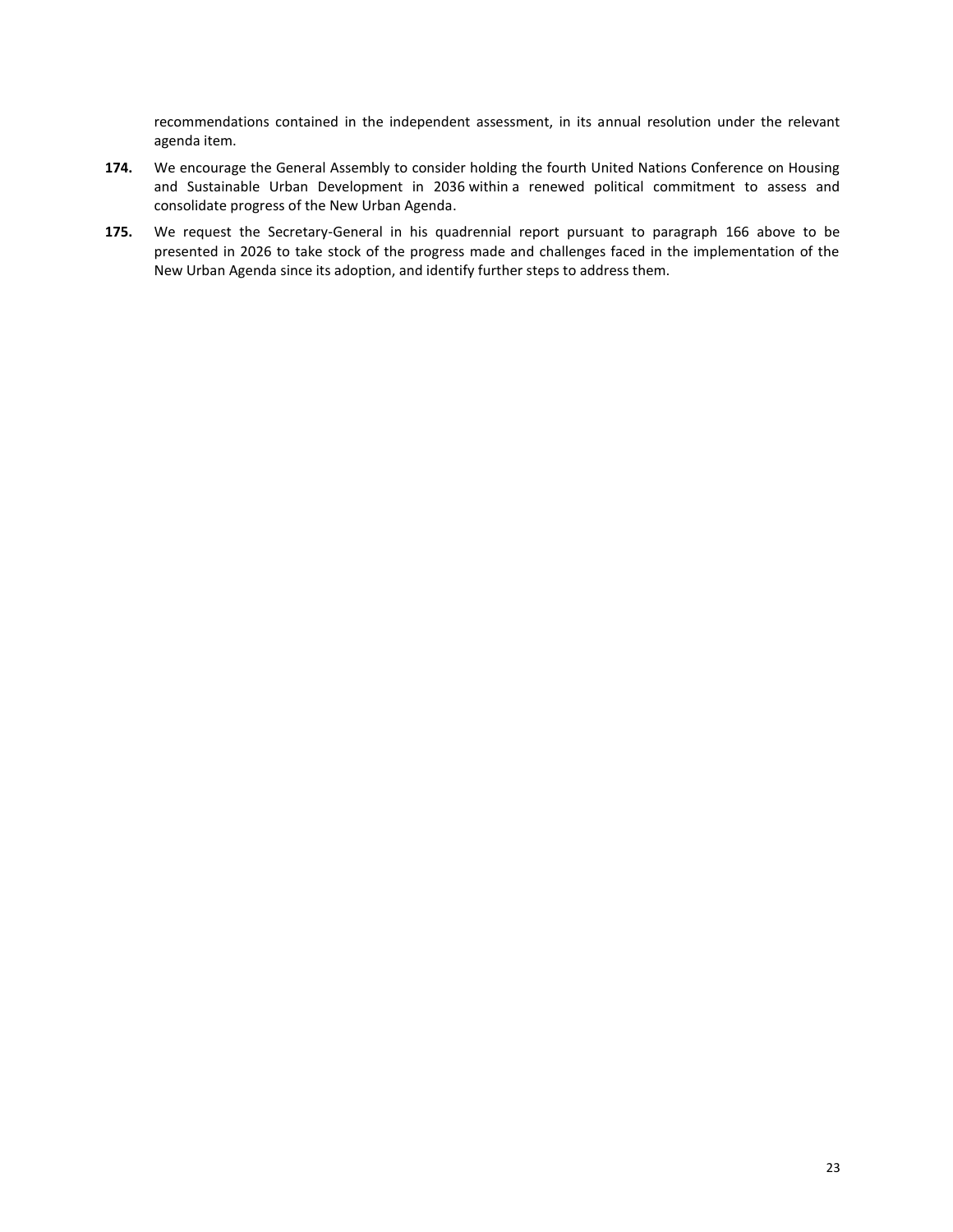recommendations contained in the independent assessment, in its annual resolution under the relevant agenda item.

**174.** We encourage the General Assembly to consider holding the fourth United Nations Conference on Housing and Sustainable Urban Development in 2036 within a renewed political commitment to assess and consolidate progress of the New Urban Agenda.

**175.** We request the Secretary-General in his quadrennial report pursuant to paragraph 166 above to be presented in 2026 to take stock of the progress made and challenges faced in the implementation of the New Urban Agenda since its adoption, and identify further steps to address them.